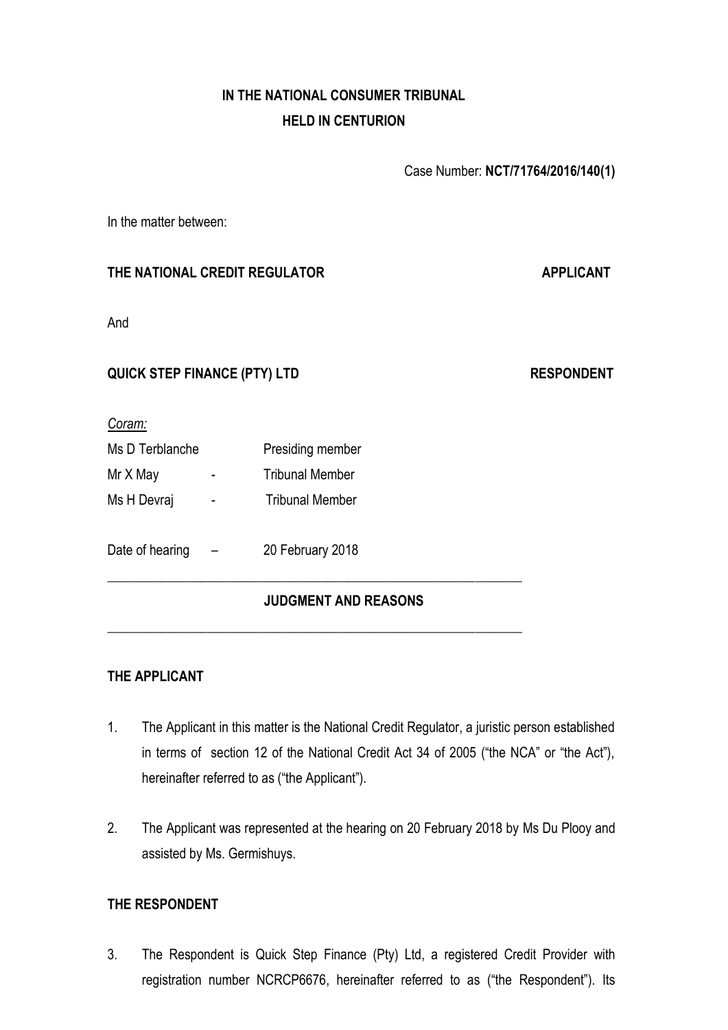**IN THE NATIONAL CONSUMER TRIBUNAL**
**HELD IN CENTURION**

Case Number: **NCT/71764/2016/140(1)**

In the matter between:

**THE NATIONAL CREDIT REGULATOR** **APPLICANT**

And

**QUICK STEP FINANCE (PTY) LTD** **RESPONDENT**

*Coram:*

| | | |
|---|---|---|
| Ms D Terblanche | | Presiding member |
| Mr X May | - | Tribunal Member |
| Ms H Devraj | - | Tribunal Member |

Date of hearing – 20 February 2018

---

**JUDGMENT AND REASONS**

---

**THE APPLICANT**

1. The Applicant in this matter is the National Credit Regulator, a juristic person established in terms of section 12 of the National Credit Act 34 of 2005 ("the NCA" or "the Act"), hereinafter referred to as ("the Applicant").

2. The Applicant was represented at the hearing on 20 February 2018 by Ms Du Plooy and assisted by Ms. Germishuys.

**THE RESPONDENT**

3. The Respondent is Quick Step Finance (Pty) Ltd, a registered Credit Provider with registration number NCRCP6676, hereinafter referred to as ("the Respondent"). Its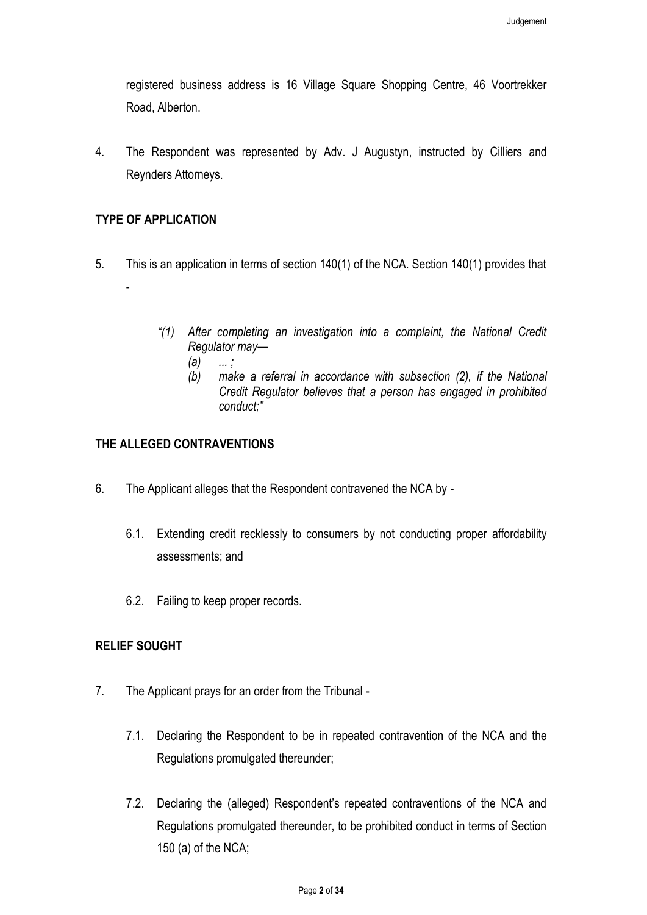registered business address is 16 Village Square Shopping Centre, 46 Voortrekker Road, Alberton.

4. The Respondent was represented by Adv. J Augustyn, instructed by Cilliers and Reynders Attorneys.

**TYPE OF APPLICATION**

5. This is an application in terms of section 140(1) of the NCA. Section 140(1) provides that -

> *"(1) After completing an investigation into a complaint, the National Credit Regulator may—*
>
> *(a) ... ;*
>
> *(b) make a referral in accordance with subsection (2), if the National Credit Regulator believes that a person has engaged in prohibited conduct;"*

**THE ALLEGED CONTRAVENTIONS**

6. The Applicant alleges that the Respondent contravened the NCA by -

   6.1. Extending credit recklessly to consumers by not conducting proper affordability assessments; and

   6.2. Failing to keep proper records.

**RELIEF SOUGHT**

7. The Applicant prays for an order from the Tribunal -

   7.1. Declaring the Respondent to be in repeated contravention of the NCA and the Regulations promulgated thereunder;

   7.2. Declaring the (alleged) Respondent's repeated contraventions of the NCA and Regulations promulgated thereunder, to be prohibited conduct in terms of Section 150 (a) of the NCA;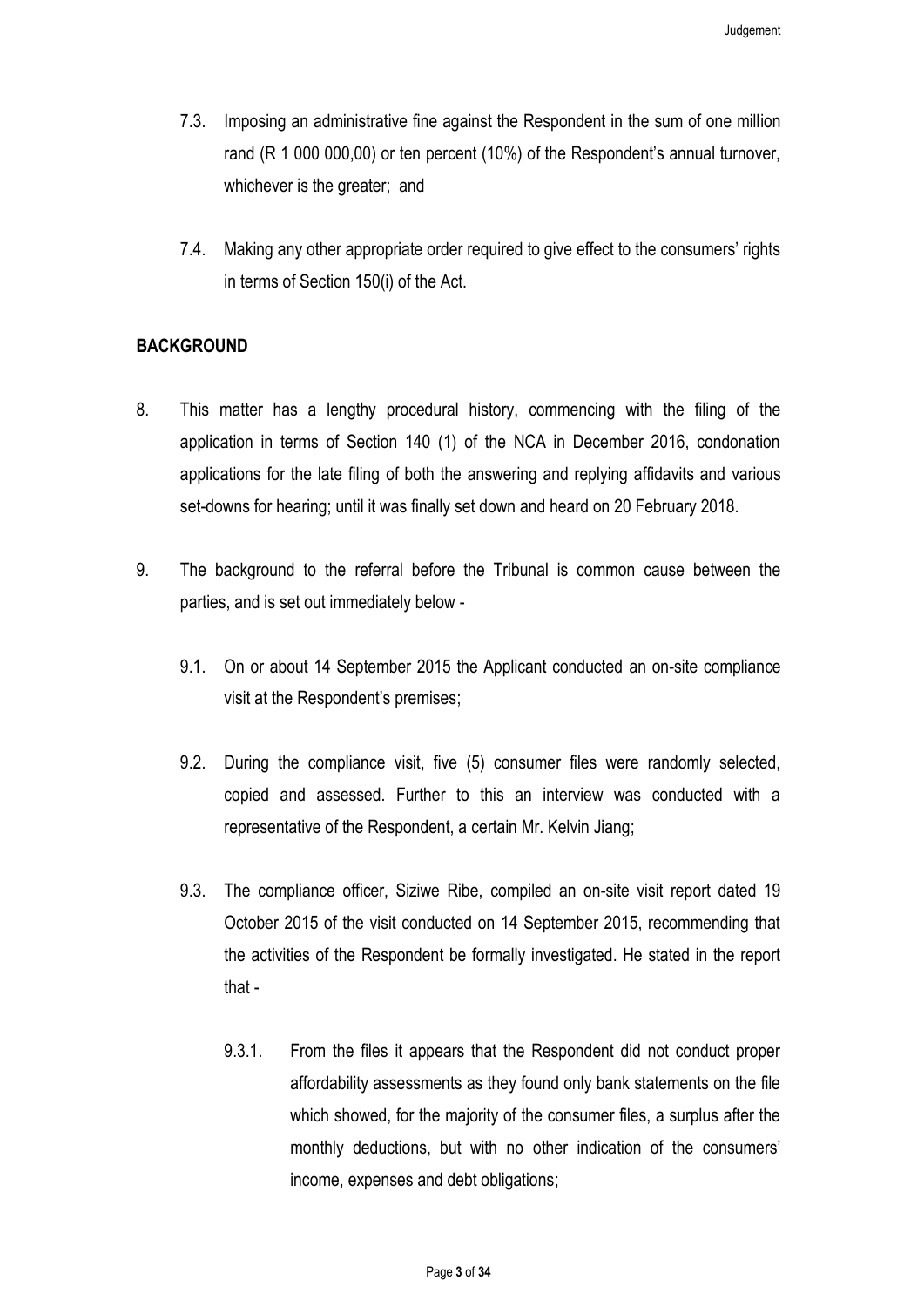7.3. Imposing an administrative fine against the Respondent in the sum of one million rand (R 1 000 000,00) or ten percent (10%) of the Respondent's annual turnover, whichever is the greater; and

7.4. Making any other appropriate order required to give effect to the consumers' rights in terms of Section 150(i) of the Act.

**BACKGROUND**

8. This matter has a lengthy procedural history, commencing with the filing of the application in terms of Section 140 (1) of the NCA in December 2016, condonation applications for the late filing of both the answering and replying affidavits and various set-downs for hearing; until it was finally set down and heard on 20 February 2018.

9. The background to the referral before the Tribunal is common cause between the parties, and is set out immediately below -

   9.1. On or about 14 September 2015 the Applicant conducted an on-site compliance visit at the Respondent's premises;

   9.2. During the compliance visit, five (5) consumer files were randomly selected, copied and assessed. Further to this an interview was conducted with a representative of the Respondent, a certain Mr. Kelvin Jiang;

   9.3. The compliance officer, Siziwe Ribe, compiled an on-site visit report dated 19 October 2015 of the visit conducted on 14 September 2015, recommending that the activities of the Respondent be formally investigated. He stated in the report that -

      9.3.1. From the files it appears that the Respondent did not conduct proper affordability assessments as they found only bank statements on the file which showed, for the majority of the consumer files, a surplus after the monthly deductions, but with no other indication of the consumers' income, expenses and debt obligations;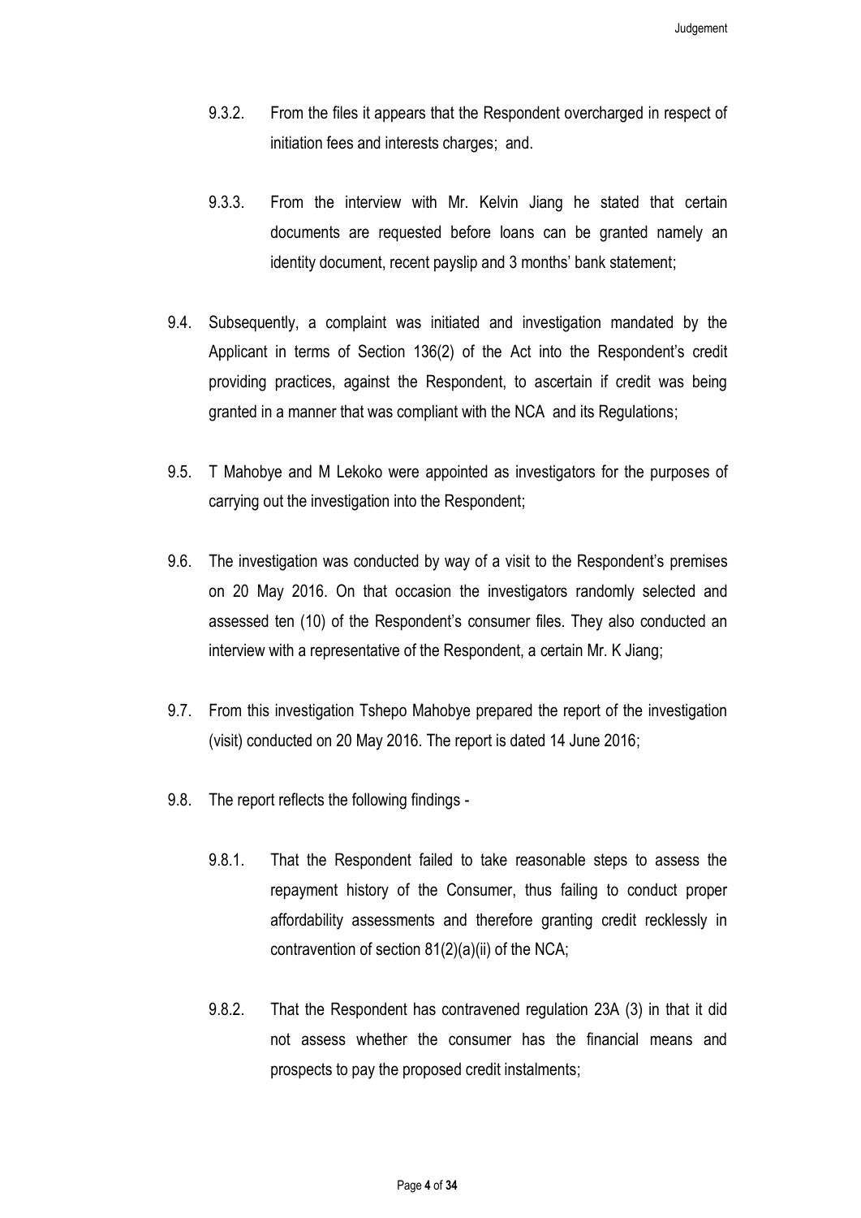9.3.2. From the files it appears that the Respondent overcharged in respect of initiation fees and interests charges; and.

9.3.3. From the interview with Mr. Kelvin Jiang he stated that certain documents are requested before loans can be granted namely an identity document, recent payslip and 3 months' bank statement;

9.4. Subsequently, a complaint was initiated and investigation mandated by the Applicant in terms of Section 136(2) of the Act into the Respondent's credit providing practices, against the Respondent, to ascertain if credit was being granted in a manner that was compliant with the NCA and its Regulations;

9.5. T Mahobye and M Lekoko were appointed as investigators for the purposes of carrying out the investigation into the Respondent;

9.6. The investigation was conducted by way of a visit to the Respondent's premises on 20 May 2016. On that occasion the investigators randomly selected and assessed ten (10) of the Respondent's consumer files. They also conducted an interview with a representative of the Respondent, a certain Mr. K Jiang;

9.7. From this investigation Tshepo Mahobye prepared the report of the investigation (visit) conducted on 20 May 2016. The report is dated 14 June 2016;

9.8. The report reflects the following findings -

9.8.1. That the Respondent failed to take reasonable steps to assess the repayment history of the Consumer, thus failing to conduct proper affordability assessments and therefore granting credit recklessly in contravention of section 81(2)(a)(ii) of the NCA;

9.8.2. That the Respondent has contravened regulation 23A (3) in that it did not assess whether the consumer has the financial means and prospects to pay the proposed credit instalments;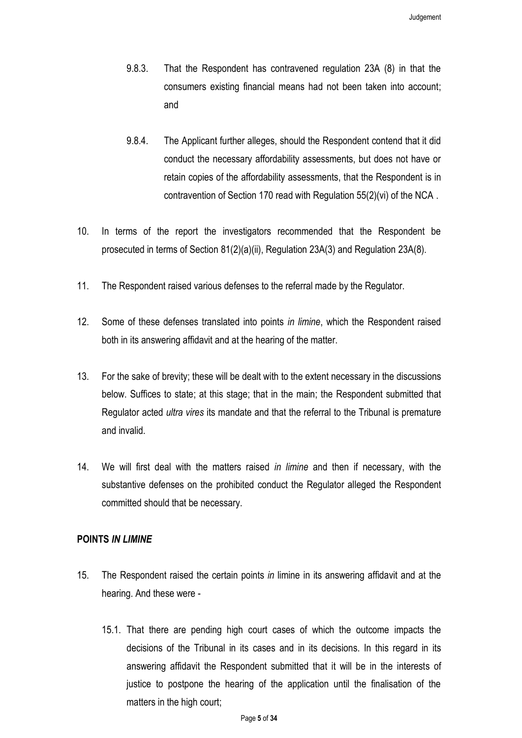9.8.3. That the Respondent has contravened regulation 23A (8) in that the consumers existing financial means had not been taken into account; and

9.8.4. The Applicant further alleges, should the Respondent contend that it did conduct the necessary affordability assessments, but does not have or retain copies of the affordability assessments, that the Respondent is in contravention of Section 170 read with Regulation 55(2)(vi) of the NCA .

10. In terms of the report the investigators recommended that the Respondent be prosecuted in terms of Section 81(2)(a)(ii), Regulation 23A(3) and Regulation 23A(8).

11. The Respondent raised various defenses to the referral made by the Regulator.

12. Some of these defenses translated into points *in limine*, which the Respondent raised both in its answering affidavit and at the hearing of the matter.

13. For the sake of brevity; these will be dealt with to the extent necessary in the discussions below. Suffices to state; at this stage; that in the main; the Respondent submitted that Regulator acted *ultra vires* its mandate and that the referral to the Tribunal is premature and invalid.

14. We will first deal with the matters raised *in limine* and then if necessary, with the substantive defenses on the prohibited conduct the Regulator alleged the Respondent committed should that be necessary.

## POINTS *IN LIMINE*

15. The Respondent raised the certain points *in* limine in its answering affidavit and at the hearing. And these were -

15.1. That there are pending high court cases of which the outcome impacts the decisions of the Tribunal in its cases and in its decisions. In this regard in its answering affidavit the Respondent submitted that it will be in the interests of justice to postpone the hearing of the application until the finalisation of the matters in the high court;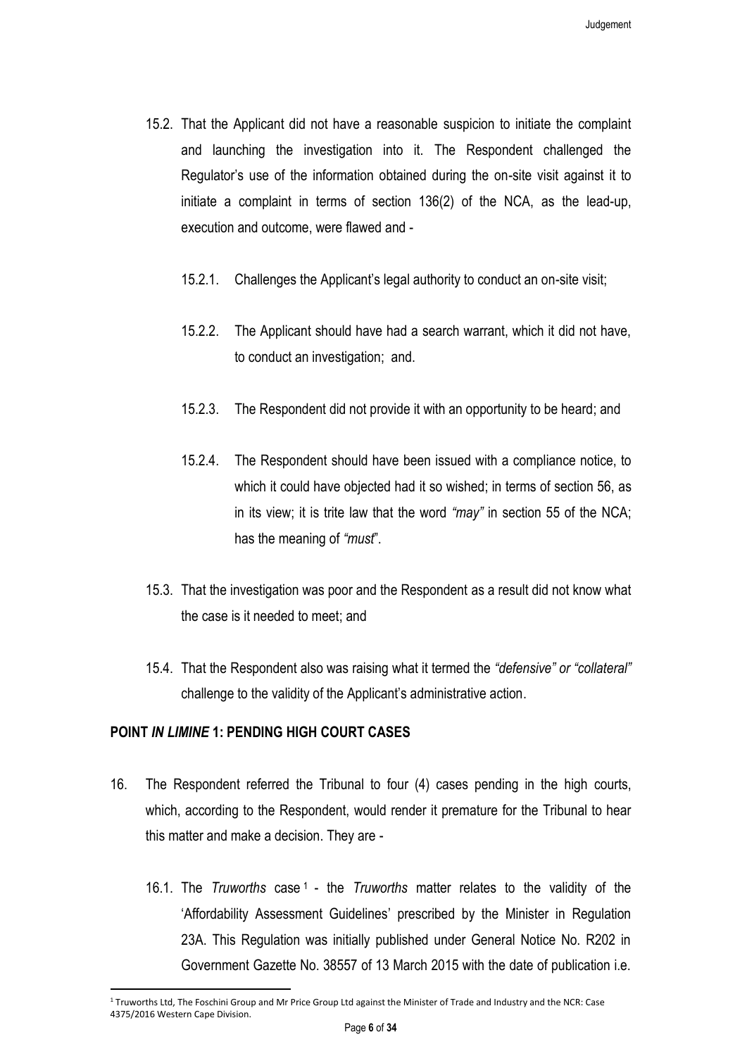15.2. That the Applicant did not have a reasonable suspicion to initiate the complaint and launching the investigation into it. The Respondent challenged the Regulator's use of the information obtained during the on-site visit against it to initiate a complaint in terms of section 136(2) of the NCA, as the lead-up, execution and outcome, were flawed and -

15.2.1. Challenges the Applicant's legal authority to conduct an on-site visit;

15.2.2. The Applicant should have had a search warrant, which it did not have, to conduct an investigation; and.

15.2.3. The Respondent did not provide it with an opportunity to be heard; and

15.2.4. The Respondent should have been issued with a compliance notice, to which it could have objected had it so wished; in terms of section 56, as in its view; it is trite law that the word *"may"* in section 55 of the NCA; has the meaning of *"must*".

15.3. That the investigation was poor and the Respondent as a result did not know what the case is it needed to meet; and

15.4. That the Respondent also was raising what it termed the *"defensive" or "collateral"* challenge to the validity of the Applicant's administrative action.

**POINT *IN LIMINE* 1: PENDING HIGH COURT CASES**

16. The Respondent referred the Tribunal to four (4) cases pending in the high courts, which, according to the Respondent, would render it premature for the Tribunal to hear this matter and make a decision. They are -

16.1. The *Truworths* case [1] - the *Truworths* matter relates to the validity of the 'Affordability Assessment Guidelines' prescribed by the Minister in Regulation 23A. This Regulation was initially published under General Notice No. R202 in Government Gazette No. 38557 of 13 March 2015 with the date of publication i.e.

[1] Truworths Ltd, The Foschini Group and Mr Price Group Ltd against the Minister of Trade and Industry and the NCR: Case 4375/2016 Western Cape Division.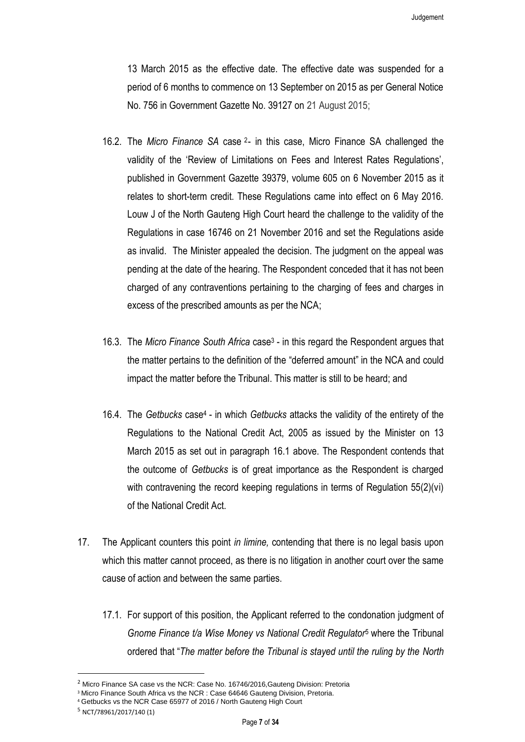13 March 2015 as the effective date. The effective date was suspended for a period of 6 months to commence on 13 September on 2015 as per General Notice No. 756 in Government Gazette No. 39127 on 21 August 2015;

16.2. The *Micro Finance SA* case [2]- in this case, Micro Finance SA challenged the validity of the 'Review of Limitations on Fees and Interest Rates Regulations', published in Government Gazette 39379, volume 605 on 6 November 2015 as it relates to short-term credit. These Regulations came into effect on 6 May 2016. Louw J of the North Gauteng High Court heard the challenge to the validity of the Regulations in case 16746 on 21 November 2016 and set the Regulations aside as invalid. The Minister appealed the decision. The judgment on the appeal was pending at the date of the hearing. The Respondent conceded that it has not been charged of any contraventions pertaining to the charging of fees and charges in excess of the prescribed amounts as per the NCA;

16.3. The *Micro Finance South Africa* case[3] - in this regard the Respondent argues that the matter pertains to the definition of the "deferred amount" in the NCA and could impact the matter before the Tribunal. This matter is still to be heard; and

16.4. The *Getbucks* case[4] - in which *Getbucks* attacks the validity of the entirety of the Regulations to the National Credit Act, 2005 as issued by the Minister on 13 March 2015 as set out in paragraph 16.1 above. The Respondent contends that the outcome of *Getbucks* is of great importance as the Respondent is charged with contravening the record keeping regulations in terms of Regulation 55(2)(vi) of the National Credit Act.

17. The Applicant counters this point *in limine,* contending that there is no legal basis upon which this matter cannot proceed, as there is no litigation in another court over the same cause of action and between the same parties.

17.1. For support of this position, the Applicant referred to the condonation judgment of *Gnome Finance t/a Wise Money vs National Credit Regulator*[5] where the Tribunal ordered that "*The matter before the Tribunal is stayed until the ruling by the North*

---

[2] Micro Finance SA case vs the NCR: Case No. 16746/2016,Gauteng Division: Pretoria

[3] Micro Finance South Africa vs the NCR : Case 64646 Gauteng Division, Pretoria.

[4] Getbucks vs the NCR Case 65977 of 2016 / North Gauteng High Court

[5] NCT/78961/2017/140 (1)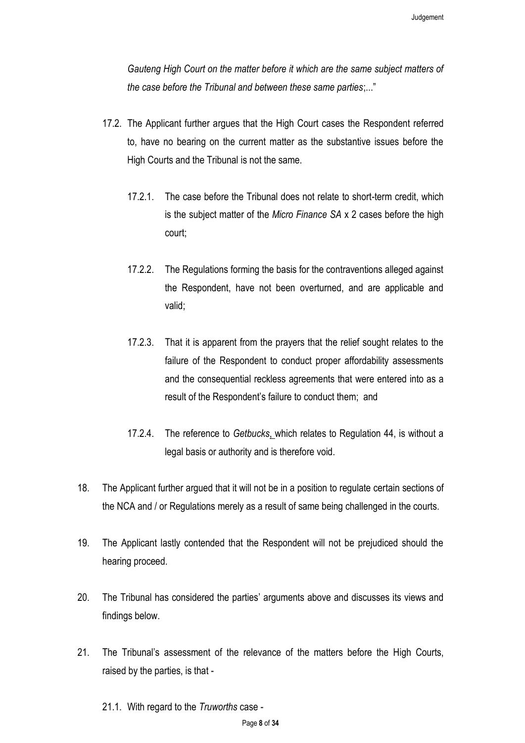*Gauteng High Court on the matter before it which are the same subject matters of the case before the Tribunal and between these same parties*;..."

17.2. The Applicant further argues that the High Court cases the Respondent referred to, have no bearing on the current matter as the substantive issues before the High Courts and the Tribunal is not the same.

17.2.1. The case before the Tribunal does not relate to short-term credit, which is the subject matter of the *Micro Finance SA* x 2 cases before the high court;

17.2.2. The Regulations forming the basis for the contraventions alleged against the Respondent, have not been overturned, and are applicable and valid;

17.2.3. That it is apparent from the prayers that the relief sought relates to the failure of the Respondent to conduct proper affordability assessments and the consequential reckless agreements that were entered into as a result of the Respondent's failure to conduct them; and

17.2.4. The reference to *Getbucks*, which relates to Regulation 44, is without a legal basis or authority and is therefore void.

18. The Applicant further argued that it will not be in a position to regulate certain sections of the NCA and / or Regulations merely as a result of same being challenged in the courts.

19. The Applicant lastly contended that the Respondent will not be prejudiced should the hearing proceed.

20. The Tribunal has considered the parties' arguments above and discusses its views and findings below.

21. The Tribunal's assessment of the relevance of the matters before the High Courts, raised by the parties, is that -

21.1. With regard to the *Truworths* case -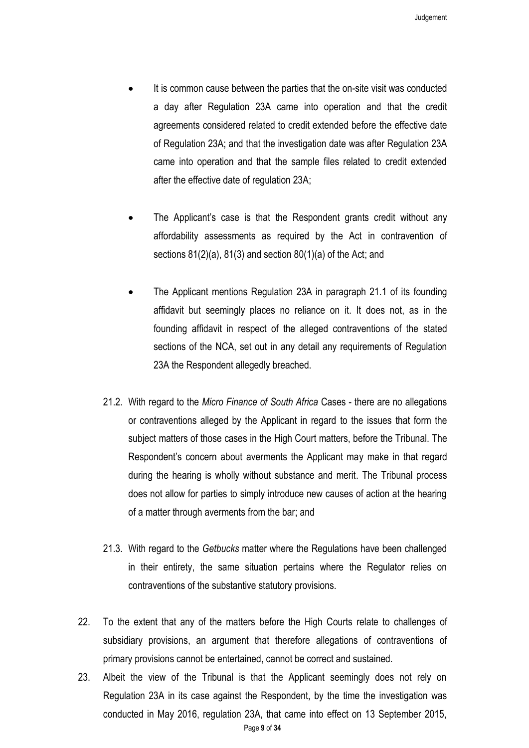- It is common cause between the parties that the on-site visit was conducted a day after Regulation 23A came into operation and that the credit agreements considered related to credit extended before the effective date of Regulation 23A; and that the investigation date was after Regulation 23A came into operation and that the sample files related to credit extended after the effective date of regulation 23A;

- The Applicant's case is that the Respondent grants credit without any affordability assessments as required by the Act in contravention of sections 81(2)(a), 81(3) and section 80(1)(a) of the Act; and

- The Applicant mentions Regulation 23A in paragraph 21.1 of its founding affidavit but seemingly places no reliance on it. It does not, as in the founding affidavit in respect of the alleged contraventions of the stated sections of the NCA, set out in any detail any requirements of Regulation 23A the Respondent allegedly breached.

21.2. With regard to the *Micro Finance of South Africa* Cases - there are no allegations or contraventions alleged by the Applicant in regard to the issues that form the subject matters of those cases in the High Court matters, before the Tribunal. The Respondent's concern about averments the Applicant may make in that regard during the hearing is wholly without substance and merit. The Tribunal process does not allow for parties to simply introduce new causes of action at the hearing of a matter through averments from the bar; and

21.3. With regard to the *Getbucks* matter where the Regulations have been challenged in their entirety, the same situation pertains where the Regulator relies on contraventions of the substantive statutory provisions.

22. To the extent that any of the matters before the High Courts relate to challenges of subsidiary provisions, an argument that therefore allegations of contraventions of primary provisions cannot be entertained, cannot be correct and sustained.

23. Albeit the view of the Tribunal is that the Applicant seemingly does not rely on Regulation 23A in its case against the Respondent, by the time the investigation was conducted in May 2016, regulation 23A, that came into effect on 13 September 2015,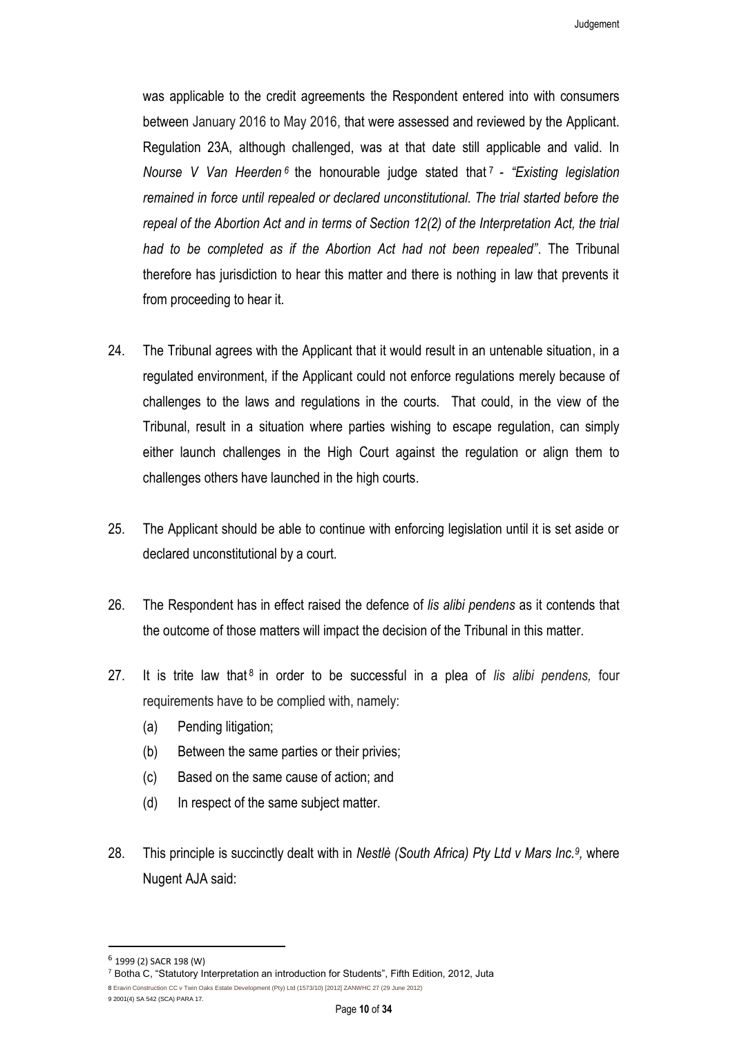was applicable to the credit agreements the Respondent entered into with consumers between January 2016 to May 2016, that were assessed and reviewed by the Applicant. Regulation 23A, although challenged, was at that date still applicable and valid. In *Nourse V Van Heerden*[6] the honourable judge stated that[7] - *"Existing legislation remained in force until repealed or declared unconstitutional. The trial started before the repeal of the Abortion Act and in terms of Section 12(2) of the Interpretation Act, the trial had to be completed as if the Abortion Act had not been repealed"*. The Tribunal therefore has jurisdiction to hear this matter and there is nothing in law that prevents it from proceeding to hear it.

24. The Tribunal agrees with the Applicant that it would result in an untenable situation, in a regulated environment, if the Applicant could not enforce regulations merely because of challenges to the laws and regulations in the courts. That could, in the view of the Tribunal, result in a situation where parties wishing to escape regulation, can simply either launch challenges in the High Court against the regulation or align them to challenges others have launched in the high courts.

25. The Applicant should be able to continue with enforcing legislation until it is set aside or declared unconstitutional by a court.

26. The Respondent has in effect raised the defence of *lis alibi pendens* as it contends that the outcome of those matters will impact the decision of the Tribunal in this matter.

27. It is trite law that[8] in order to be successful in a plea of *lis alibi pendens,* four requirements have to be complied with, namely:
    (a) Pending litigation;
    (b) Between the same parties or their privies;
    (c) Based on the same cause of action; and
    (d) In respect of the same subject matter.

28. This principle is succinctly dealt with in *Nestlė (South Africa) Pty Ltd v Mars Inc.*[9]*,* where Nugent AJA said:

---

[6] 1999 (2) SACR 198 (W)

[7] Botha C, "Statutory Interpretation an introduction for Students", Fifth Edition, 2012, Juta

[8] Eravin Construction CC v Twin Oaks Estate Development (Pty) Ltd (1573/10) [2012] ZANWHC 27 (29 June 2012)

[9] 2001(4) SA 542 (SCA) PARA 17.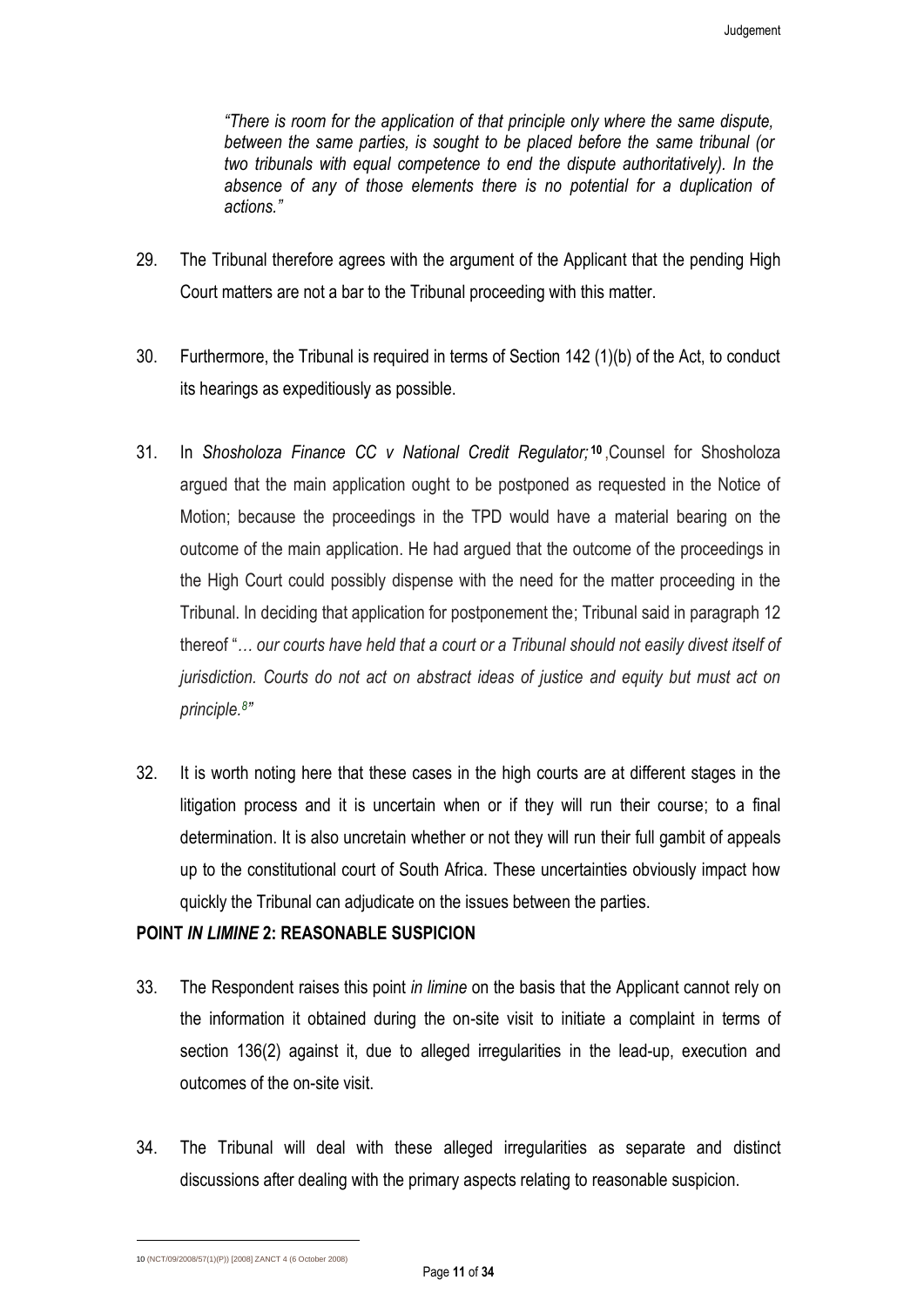> *"There is room for the application of that principle only where the same dispute, between the same parties, is sought to be placed before the same tribunal (or two tribunals with equal competence to end the dispute authoritatively). In the absence of any of those elements there is no potential for a duplication of actions."*

29. The Tribunal therefore agrees with the argument of the Applicant that the pending High Court matters are not a bar to the Tribunal proceeding with this matter.

30. Furthermore, the Tribunal is required in terms of Section 142 (1)(b) of the Act, to conduct its hearings as expeditiously as possible.

31. In *Shosholoza Finance CC v National Credit Regulator;*[10] ,Counsel for Shosholoza argued that the main application ought to be postponed as requested in the Notice of Motion; because the proceedings in the TPD would have a material bearing on the outcome of the main application. He had argued that the outcome of the proceedings in the High Court could possibly dispense with the need for the matter proceeding in the Tribunal. In deciding that application for postponement the; Tribunal said in paragraph 12 thereof "*… our courts have held that a court or a Tribunal should not easily divest itself of jurisdiction. Courts do not act on abstract ideas of justice and equity but must act on principle.[8]"*

32. It is worth noting here that these cases in the high courts are at different stages in the litigation process and it is uncertain when or if they will run their course; to a final determination. It is also uncretain whether or not they will run their full gambit of appeals up to the constitutional court of South Africa. These uncertainties obviously impact how quickly the Tribunal can adjudicate on the issues between the parties.

**POINT *IN LIMINE* 2: REASONABLE SUSPICION**

33. The Respondent raises this point *in limine* on the basis that the Applicant cannot rely on the information it obtained during the on-site visit to initiate a complaint in terms of section 136(2) against it, due to alleged irregularities in the lead-up, execution and outcomes of the on-site visit.

34. The Tribunal will deal with these alleged irregularities as separate and distinct discussions after dealing with the primary aspects relating to reasonable suspicion.

---

10 (NCT/09/2008/57(1)(P)) [2008] ZANCT 4 (6 October 2008)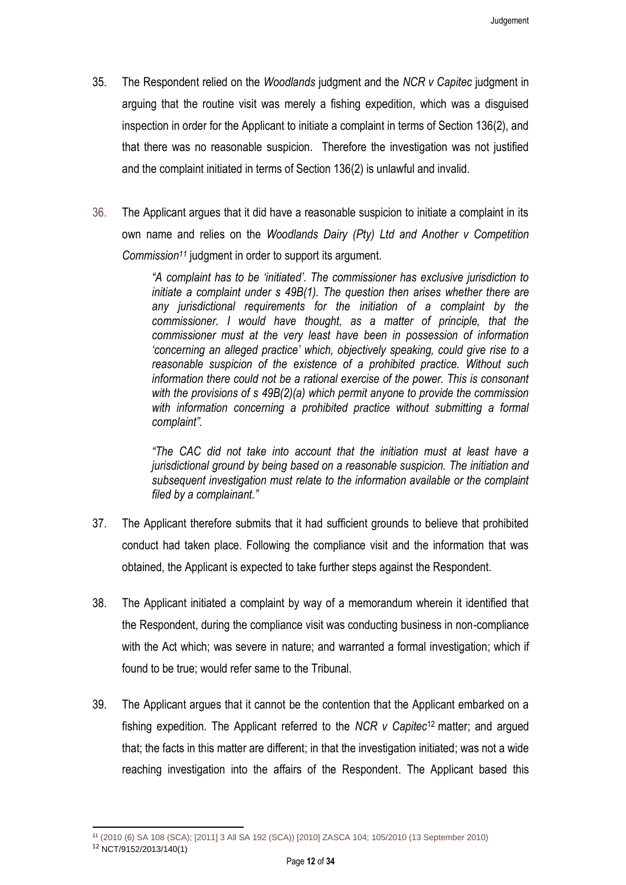35. The Respondent relied on the *Woodlands* judgment and the *NCR v Capitec* judgment in arguing that the routine visit was merely a fishing expedition, which was a disguised inspection in order for the Applicant to initiate a complaint in terms of Section 136(2), and that there was no reasonable suspicion. Therefore the investigation was not justified and the complaint initiated in terms of Section 136(2) is unlawful and invalid.

36. The Applicant argues that it did have a reasonable suspicion to initiate a complaint in its own name and relies on the *Woodlands Dairy (Pty) Ltd and Another v Competition Commission*[11] judgment in order to support its argument.

> *"A complaint has to be 'initiated'. The commissioner has exclusive jurisdiction to initiate a complaint under s 49B(1). The question then arises whether there are any jurisdictional requirements for the initiation of a complaint by the commissioner. I would have thought, as a matter of principle, that the commissioner must at the very least have been in possession of information 'concerning an alleged practice' which, objectively speaking, could give rise to a reasonable suspicion of the existence of a prohibited practice. Without such information there could not be a rational exercise of the power. This is consonant with the provisions of s 49B(2)(a) which permit anyone to provide the commission with information concerning a prohibited practice without submitting a formal complaint".*
>
> *"The CAC did not take into account that the initiation must at least have a jurisdictional ground by being based on a reasonable suspicion. The initiation and subsequent investigation must relate to the information available or the complaint filed by a complainant."*

37. The Applicant therefore submits that it had sufficient grounds to believe that prohibited conduct had taken place. Following the compliance visit and the information that was obtained, the Applicant is expected to take further steps against the Respondent.

38. The Applicant initiated a complaint by way of a memorandum wherein it identified that the Respondent, during the compliance visit was conducting business in non-compliance with the Act which; was severe in nature; and warranted a formal investigation; which if found to be true; would refer same to the Tribunal.

39. The Applicant argues that it cannot be the contention that the Applicant embarked on a fishing expedition. The Applicant referred to the *NCR v Capitec*[12] matter; and argued that; the facts in this matter are different; in that the investigation initiated; was not a wide reaching investigation into the affairs of the Respondent. The Applicant based this

---

[11] (2010 (6) SA 108 (SCA); [2011] 3 All SA 192 (SCA)) [2010] ZASCA 104; 105/2010 (13 September 2010)

[12] NCT/9152/2013/140(1)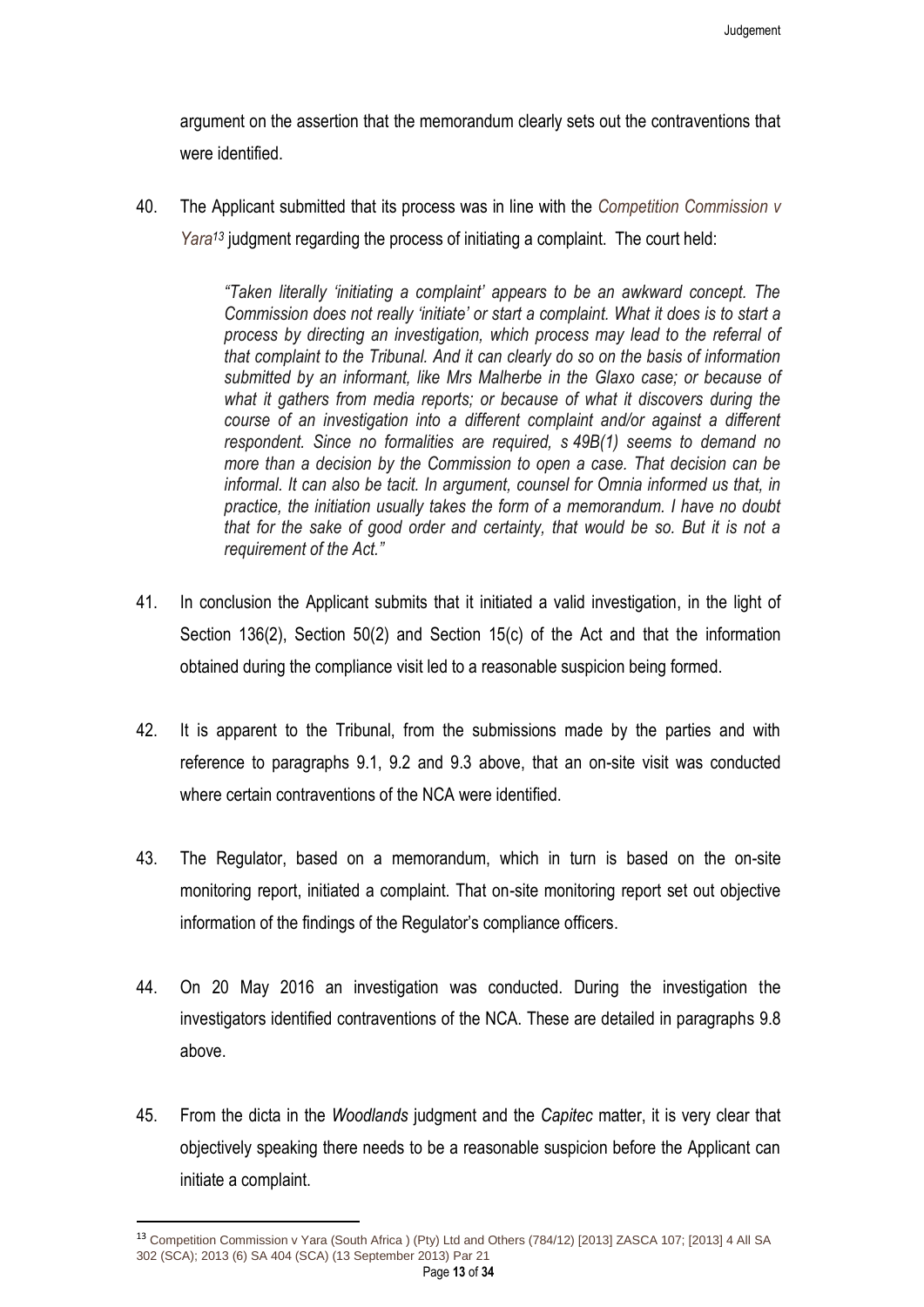argument on the assertion that the memorandum clearly sets out the contraventions that were identified.

40. The Applicant submitted that its process was in line with the *Competition Commission v Yara*[13] judgment regarding the process of initiating a complaint. The court held:

> *"Taken literally 'initiating a complaint' appears to be an awkward concept. The Commission does not really 'initiate' or start a complaint. What it does is to start a process by directing an investigation, which process may lead to the referral of that complaint to the Tribunal. And it can clearly do so on the basis of information submitted by an informant, like Mrs Malherbe in the Glaxo case; or because of what it gathers from media reports; or because of what it discovers during the course of an investigation into a different complaint and/or against a different respondent. Since no formalities are required, s 49B(1) seems to demand no more than a decision by the Commission to open a case. That decision can be informal. It can also be tacit. In argument, counsel for Omnia informed us that, in practice, the initiation usually takes the form of a memorandum. I have no doubt that for the sake of good order and certainty, that would be so. But it is not a requirement of the Act."*

41. In conclusion the Applicant submits that it initiated a valid investigation, in the light of Section 136(2), Section 50(2) and Section 15(c) of the Act and that the information obtained during the compliance visit led to a reasonable suspicion being formed.

42. It is apparent to the Tribunal, from the submissions made by the parties and with reference to paragraphs 9.1, 9.2 and 9.3 above, that an on-site visit was conducted where certain contraventions of the NCA were identified.

43. The Regulator, based on a memorandum, which in turn is based on the on-site monitoring report, initiated a complaint. That on-site monitoring report set out objective information of the findings of the Regulator's compliance officers.

44. On 20 May 2016 an investigation was conducted. During the investigation the investigators identified contraventions of the NCA. These are detailed in paragraphs 9.8 above.

45. From the dicta in the *Woodlands* judgment and the *Capitec* matter, it is very clear that objectively speaking there needs to be a reasonable suspicion before the Applicant can initiate a complaint.

---

[13] Competition Commission v Yara (South Africa ) (Pty) Ltd and Others (784/12) [2013] ZASCA 107; [2013] 4 All SA 302 (SCA); 2013 (6) SA 404 (SCA) (13 September 2013) Par 21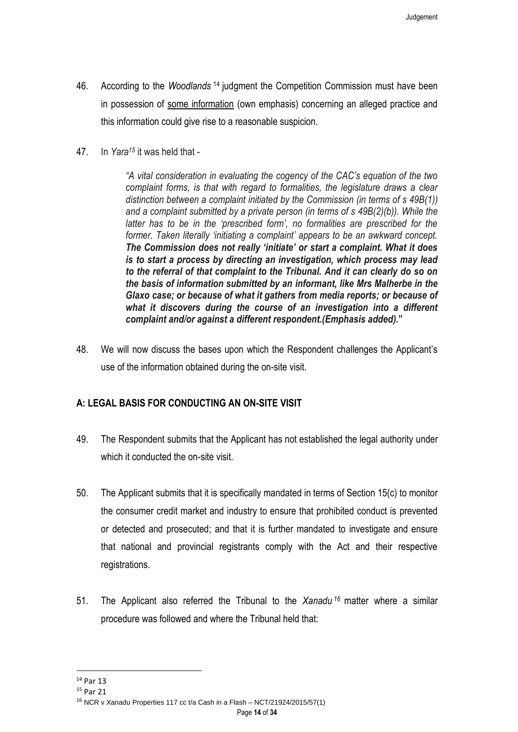46. According to the *Woodlands* [14] judgment the Competition Commission must have been in possession of <u>some information</u> (own emphasis) concerning an alleged practice and this information could give rise to a reasonable suspicion.

47. In *Yara*[15] it was held that -

> *"A vital consideration in evaluating the cogency of the CAC's equation of the two complaint forms, is that with regard to formalities, the legislature draws a clear distinction between a complaint initiated by the Commission (in terms of s 49B(1)) and a complaint submitted by a private person (in terms of s 49B(2)(b)). While the latter has to be in the 'prescribed form', no formalities are prescribed for the former. Taken literally 'initiating a complaint' appears to be an awkward concept.* ***The Commission does not really 'initiate' or start a complaint. What it does is to start a process by directing an investigation, which process may lead to the referral of that complaint to the Tribunal. And it can clearly do so on the basis of information submitted by an informant, like Mrs Malherbe in the Glaxo case; or because of what it gathers from media reports; or because of what it discovers during the course of an investigation into a different complaint and/or against a different respondent.(Emphasis added).*****"**

48. We will now discuss the bases upon which the Respondent challenges the Applicant's use of the information obtained during the on-site visit.

## A: LEGAL BASIS FOR CONDUCTING AN ON-SITE VISIT

49. The Respondent submits that the Applicant has not established the legal authority under which it conducted the on-site visit.

50. The Applicant submits that it is specifically mandated in terms of Section 15(c) to monitor the consumer credit market and industry to ensure that prohibited conduct is prevented or detected and prosecuted; and that it is further mandated to investigate and ensure that national and provincial registrants comply with the Act and their respective registrations.

51. The Applicant also referred the Tribunal to the *Xanadu* [16] matter where a similar procedure was followed and where the Tribunal held that:

---

[14] Par 13

[15] Par 21

[16] NCR v Xanadu Properties 117 cc t/a Cash in a Flash – NCT/21924/2015/57(1)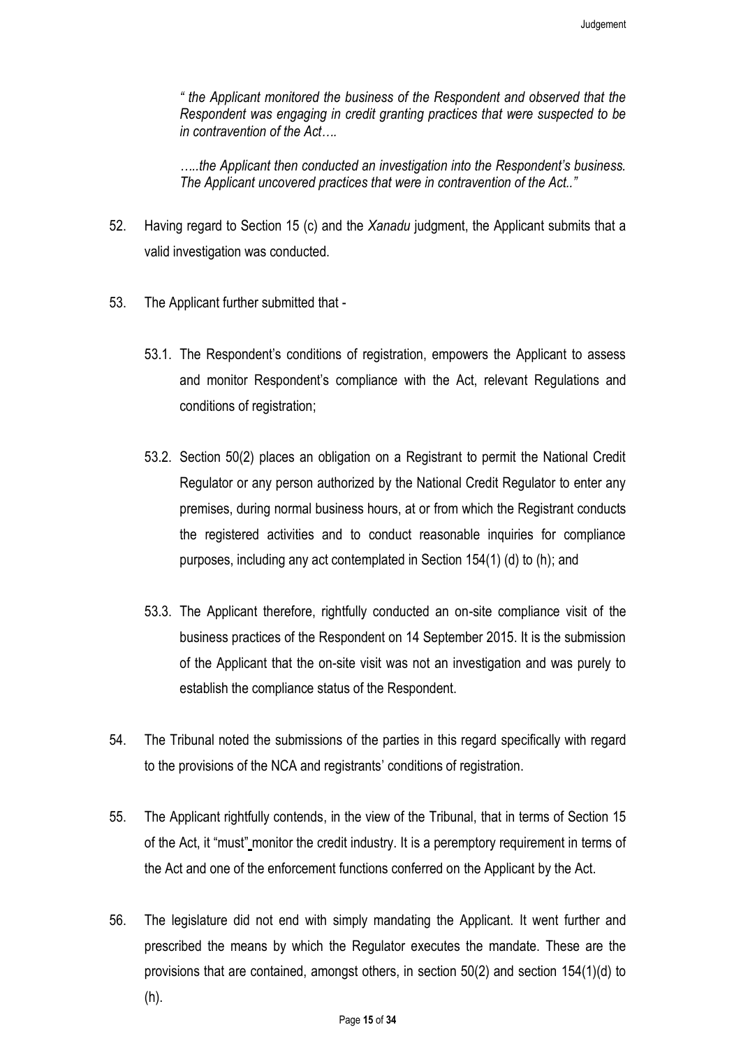> *" the Applicant monitored the business of the Respondent and observed that the Respondent was engaging in credit granting practices that were suspected to be in contravention of the Act….*
>
> *…..the Applicant then conducted an investigation into the Respondent's business. The Applicant uncovered practices that were in contravention of the Act.."*

52. Having regard to Section 15 (c) and the *Xanadu* judgment, the Applicant submits that a valid investigation was conducted.

53. The Applicant further submitted that -

    53.1. The Respondent's conditions of registration, empowers the Applicant to assess and monitor Respondent's compliance with the Act, relevant Regulations and conditions of registration;

    53.2. Section 50(2) places an obligation on a Registrant to permit the National Credit Regulator or any person authorized by the National Credit Regulator to enter any premises, during normal business hours, at or from which the Registrant conducts the registered activities and to conduct reasonable inquiries for compliance purposes, including any act contemplated in Section 154(1) (d) to (h); and

    53.3. The Applicant therefore, rightfully conducted an on-site compliance visit of the business practices of the Respondent on 14 September 2015. It is the submission of the Applicant that the on-site visit was not an investigation and was purely to establish the compliance status of the Respondent.

54. The Tribunal noted the submissions of the parties in this regard specifically with regard to the provisions of the NCA and registrants' conditions of registration.

55. The Applicant rightfully contends, in the view of the Tribunal, that in terms of Section 15 of the Act, it "must" monitor the credit industry. It is a peremptory requirement in terms of the Act and one of the enforcement functions conferred on the Applicant by the Act.

56. The legislature did not end with simply mandating the Applicant. It went further and prescribed the means by which the Regulator executes the mandate. These are the provisions that are contained, amongst others, in section 50(2) and section 154(1)(d) to (h).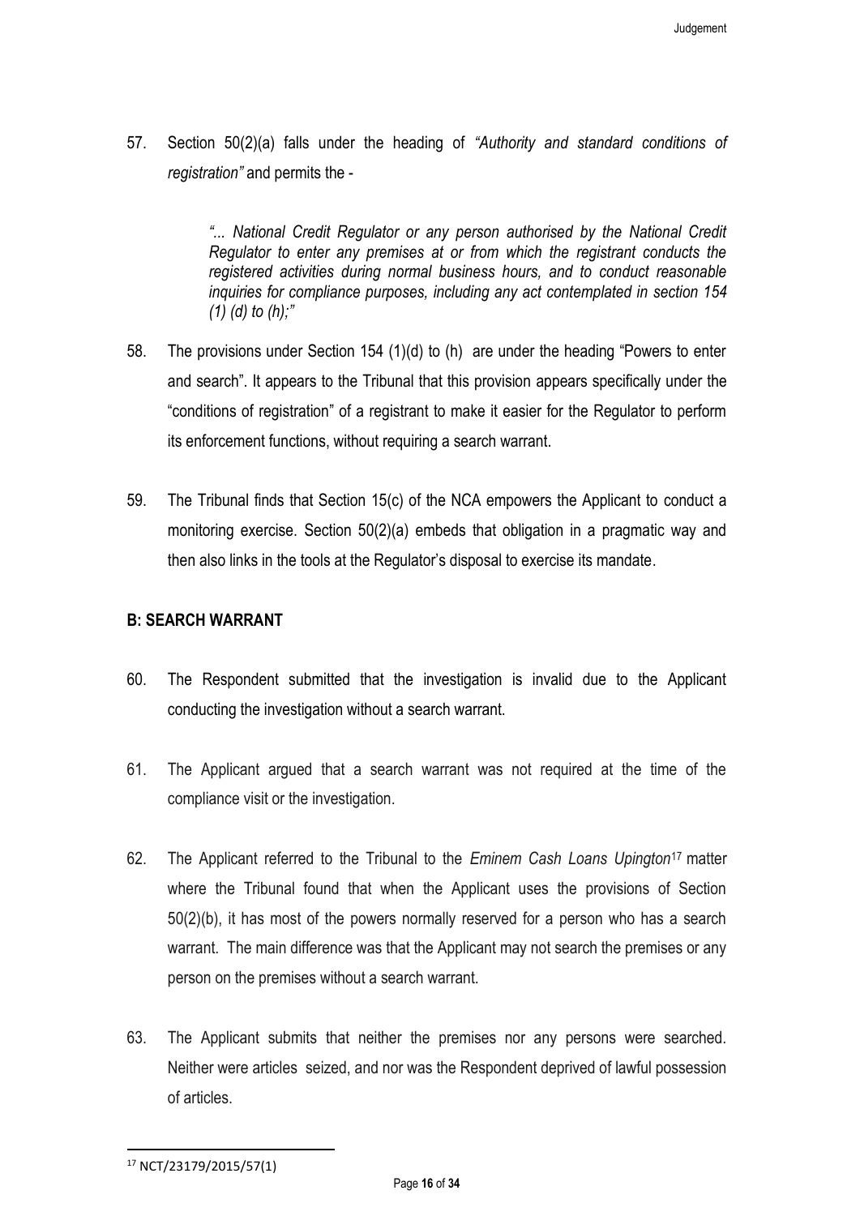57. Section 50(2)(a) falls under the heading of *"Authority and standard conditions of registration"* and permits the -

> *"... National Credit Regulator or any person authorised by the National Credit Regulator to enter any premises at or from which the registrant conducts the registered activities during normal business hours, and to conduct reasonable inquiries for compliance purposes, including any act contemplated in section 154 (1) (d) to (h);"*

58. The provisions under Section 154 (1)(d) to (h) are under the heading "Powers to enter and search". It appears to the Tribunal that this provision appears specifically under the "conditions of registration" of a registrant to make it easier for the Regulator to perform its enforcement functions, without requiring a search warrant.

59. The Tribunal finds that Section 15(c) of the NCA empowers the Applicant to conduct a monitoring exercise. Section 50(2)(a) embeds that obligation in a pragmatic way and then also links in the tools at the Regulator's disposal to exercise its mandate.

## B: SEARCH WARRANT

60. The Respondent submitted that the investigation is invalid due to the Applicant conducting the investigation without a search warrant.

61. The Applicant argued that a search warrant was not required at the time of the compliance visit or the investigation.

62. The Applicant referred to the Tribunal to the *Eminem Cash Loans Upington*[17] matter where the Tribunal found that when the Applicant uses the provisions of Section 50(2)(b), it has most of the powers normally reserved for a person who has a search warrant. The main difference was that the Applicant may not search the premises or any person on the premises without a search warrant.

63. The Applicant submits that neither the premises nor any persons were searched. Neither were articles seized, and nor was the Respondent deprived of lawful possession of articles.

---

[17] NCT/23179/2015/57(1)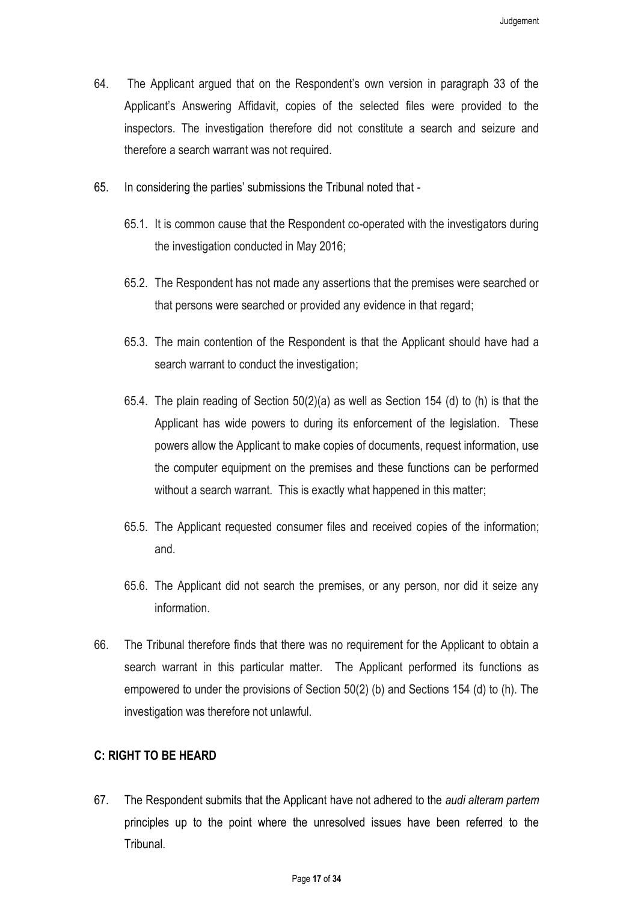64. The Applicant argued that on the Respondent's own version in paragraph 33 of the Applicant's Answering Affidavit, copies of the selected files were provided to the inspectors. The investigation therefore did not constitute a search and seizure and therefore a search warrant was not required.

65. In considering the parties' submissions the Tribunal noted that -

    65.1. It is common cause that the Respondent co-operated with the investigators during the investigation conducted in May 2016;

    65.2. The Respondent has not made any assertions that the premises were searched or that persons were searched or provided any evidence in that regard;

    65.3. The main contention of the Respondent is that the Applicant should have had a search warrant to conduct the investigation;

    65.4. The plain reading of Section 50(2)(a) as well as Section 154 (d) to (h) is that the Applicant has wide powers to during its enforcement of the legislation. These powers allow the Applicant to make copies of documents, request information, use the computer equipment on the premises and these functions can be performed without a search warrant. This is exactly what happened in this matter;

    65.5. The Applicant requested consumer files and received copies of the information; and.

    65.6. The Applicant did not search the premises, or any person, nor did it seize any information.

66. The Tribunal therefore finds that there was no requirement for the Applicant to obtain a search warrant in this particular matter. The Applicant performed its functions as empowered to under the provisions of Section 50(2) (b) and Sections 154 (d) to (h). The investigation was therefore not unlawful.

## C: RIGHT TO BE HEARD

67. The Respondent submits that the Applicant have not adhered to the *audi alteram partem* principles up to the point where the unresolved issues have been referred to the Tribunal.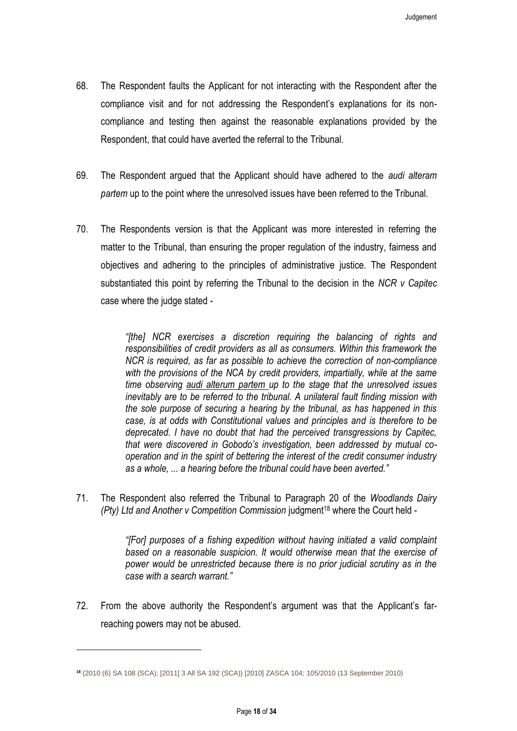68. The Respondent faults the Applicant for not interacting with the Respondent after the compliance visit and for not addressing the Respondent's explanations for its non-compliance and testing then against the reasonable explanations provided by the Respondent, that could have averted the referral to the Tribunal.

69. The Respondent argued that the Applicant should have adhered to the *audi alteram partem* up to the point where the unresolved issues have been referred to the Tribunal.

70. The Respondents version is that the Applicant was more interested in referring the matter to the Tribunal, than ensuring the proper regulation of the industry, fairness and objectives and adhering to the principles of administrative justice. The Respondent substantiated this point by referring the Tribunal to the decision in the *NCR v Capitec* case where the judge stated -

> *"[the] NCR exercises a discretion requiring the balancing of rights and responsibilities of credit providers as all as consumers. Within this framework the NCR is required, as far as possible to achieve the correction of non-compliance with the provisions of the NCA by credit providers, impartially, while at the same time observing audi alterum partem up to the stage that the unresolved issues inevitably are to be referred to the tribunal. A unilateral fault finding mission with the sole purpose of securing a hearing by the tribunal, as has happened in this case, is at odds with Constitutional values and principles and is therefore to be deprecated. I have no doubt that had the perceived transgressions by Capitec, that were discovered in Gobodo's investigation, been addressed by mutual co-operation and in the spirit of bettering the interest of the credit consumer industry as a whole, ... a hearing before the tribunal could have been averted."*

71. The Respondent also referred the Tribunal to Paragraph 20 of the *Woodlands Dairy (Pty) Ltd and Another v Competition Commission* judgment[18] where the Court held -

> *"[For] purposes of a fishing expedition without having initiated a valid complaint based on a reasonable suspicion. It would otherwise mean that the exercise of power would be unrestricted because there is no prior judicial scrutiny as in the case with a search warrant."*

72. From the above authority the Respondent's argument was that the Applicant's far-reaching powers may not be abused.

---

[18] (2010 (6) SA 108 (SCA); [2011] 3 All SA 192 (SCA)) [2010] ZASCA 104; 105/2010 (13 September 2010)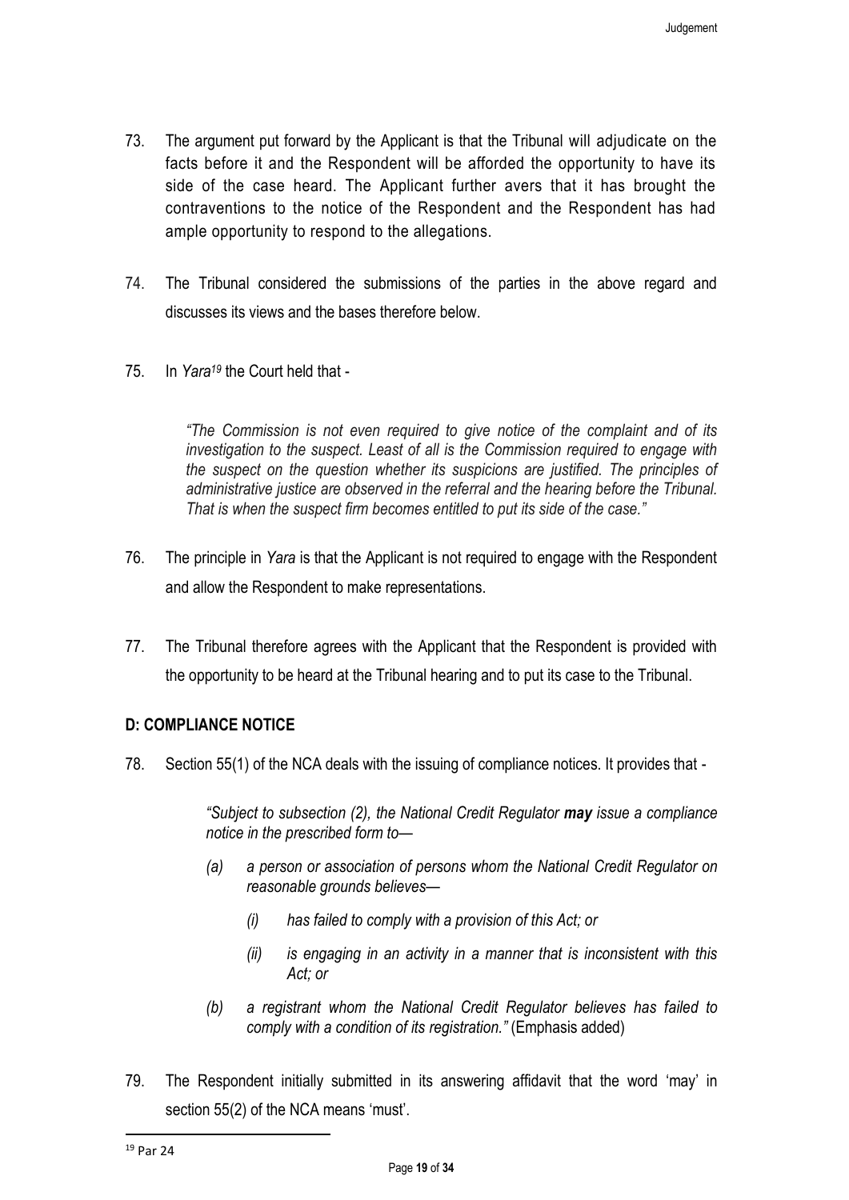73. The argument put forward by the Applicant is that the Tribunal will adjudicate on the facts before it and the Respondent will be afforded the opportunity to have its side of the case heard. The Applicant further avers that it has brought the contraventions to the notice of the Respondent and the Respondent has had ample opportunity to respond to the allegations.

74. The Tribunal considered the submissions of the parties in the above regard and discusses its views and the bases therefore below.

75. In *Yara*[19] the Court held that -

> *"The Commission is not even required to give notice of the complaint and of its investigation to the suspect. Least of all is the Commission required to engage with the suspect on the question whether its suspicions are justified. The principles of administrative justice are observed in the referral and the hearing before the Tribunal. That is when the suspect firm becomes entitled to put its side of the case."*

76. The principle in *Yara* is that the Applicant is not required to engage with the Respondent and allow the Respondent to make representations.

77. The Tribunal therefore agrees with the Applicant that the Respondent is provided with the opportunity to be heard at the Tribunal hearing and to put its case to the Tribunal.

## D: COMPLIANCE NOTICE

78. Section 55(1) of the NCA deals with the issuing of compliance notices. It provides that -

> *"Subject to subsection (2), the National Credit Regulator **may** issue a compliance notice in the prescribed form to—*
>
> *(a) a person or association of persons whom the National Credit Regulator on reasonable grounds believes—*
>
> *(i) has failed to comply with a provision of this Act; or*
>
> *(ii) is engaging in an activity in a manner that is inconsistent with this Act; or*
>
> *(b) a registrant whom the National Credit Regulator believes has failed to comply with a condition of its registration."* (Emphasis added)

79. The Respondent initially submitted in its answering affidavit that the word 'may' in section 55(2) of the NCA means 'must'.

[19] Par 24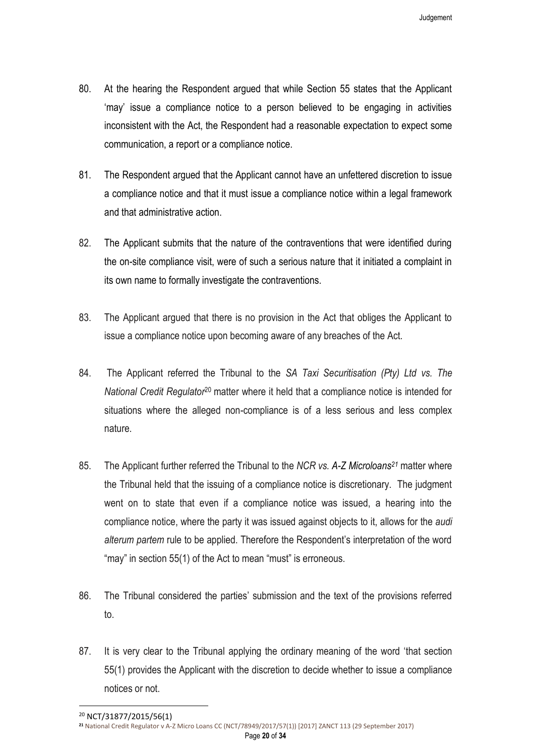80. At the hearing the Respondent argued that while Section 55 states that the Applicant 'may' issue a compliance notice to a person believed to be engaging in activities inconsistent with the Act, the Respondent had a reasonable expectation to expect some communication, a report or a compliance notice.

81. The Respondent argued that the Applicant cannot have an unfettered discretion to issue a compliance notice and that it must issue a compliance notice within a legal framework and that administrative action.

82. The Applicant submits that the nature of the contraventions that were identified during the on-site compliance visit, were of such a serious nature that it initiated a complaint in its own name to formally investigate the contraventions.

83. The Applicant argued that there is no provision in the Act that obliges the Applicant to issue a compliance notice upon becoming aware of any breaches of the Act.

84. The Applicant referred the Tribunal to the *SA Taxi Securitisation (Pty) Ltd vs. The National Credit Regulator*[20] matter where it held that a compliance notice is intended for situations where the alleged non-compliance is of a less serious and less complex nature.

85. The Applicant further referred the Tribunal to the *NCR vs. A-Z Microloans*[21] matter where the Tribunal held that the issuing of a compliance notice is discretionary. The judgment went on to state that even if a compliance notice was issued, a hearing into the compliance notice, where the party it was issued against objects to it, allows for the *audi alterum partem* rule to be applied. Therefore the Respondent's interpretation of the word "may" in section 55(1) of the Act to mean "must" is erroneous.

86. The Tribunal considered the parties' submission and the text of the provisions referred to.

87. It is very clear to the Tribunal applying the ordinary meaning of the word 'that section 55(1) provides the Applicant with the discretion to decide whether to issue a compliance notices or not.

---

[20] NCT/31877/2015/56(1)

[21] National Credit Regulator v A-Z Micro Loans CC (NCT/78949/2017/57(1)) [2017] ZANCT 113 (29 September 2017)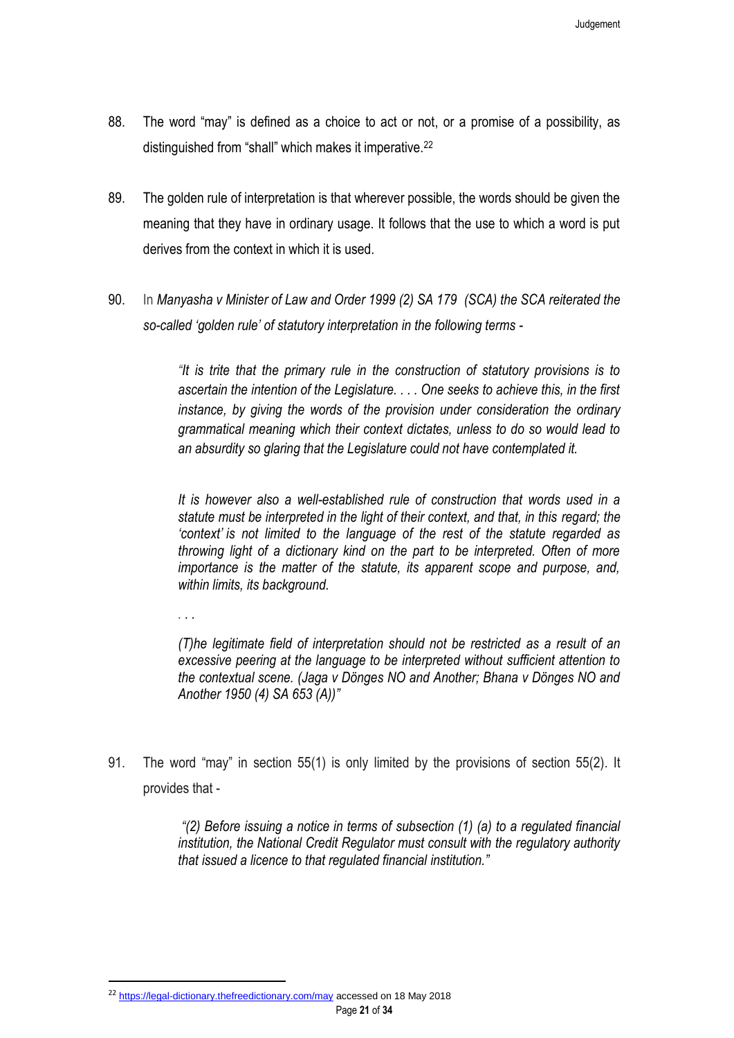88. The word "may" is defined as a choice to act or not, or a promise of a possibility, as distinguished from "shall" which makes it imperative.[22]

89. The golden rule of interpretation is that wherever possible, the words should be given the meaning that they have in ordinary usage. It follows that the use to which a word is put derives from the context in which it is used.

90. In *Manyasha v Minister of Law and Order 1999 (2) SA 179 (SCA) the SCA reiterated the so-called 'golden rule' of statutory interpretation in the following terms -*

> *"It is trite that the primary rule in the construction of statutory provisions is to ascertain the intention of the Legislature. . . . One seeks to achieve this, in the first instance, by giving the words of the provision under consideration the ordinary grammatical meaning which their context dictates, unless to do so would lead to an absurdity so glaring that the Legislature could not have contemplated it.*
>
> *It is however also a well-established rule of construction that words used in a statute must be interpreted in the light of their context, and that, in this regard; the 'context' is not limited to the language of the rest of the statute regarded as throwing light of a dictionary kind on the part to be interpreted. Often of more importance is the matter of the statute, its apparent scope and purpose, and, within limits, its background.*
>
> *. . .*
>
> *(T)he legitimate field of interpretation should not be restricted as a result of an excessive peering at the language to be interpreted without sufficient attention to the contextual scene. (Jaga v Dönges NO and Another; Bhana v Dönges NO and Another 1950 (4) SA 653 (A))"*

91. The word "may" in section 55(1) is only limited by the provisions of section 55(2). It provides that -

> *"(2) Before issuing a notice in terms of subsection (1) (a) to a regulated financial institution, the National Credit Regulator must consult with the regulatory authority that issued a licence to that regulated financial institution."*

---

[22] https://legal-dictionary.thefreedictionary.com/may accessed on 18 May 2018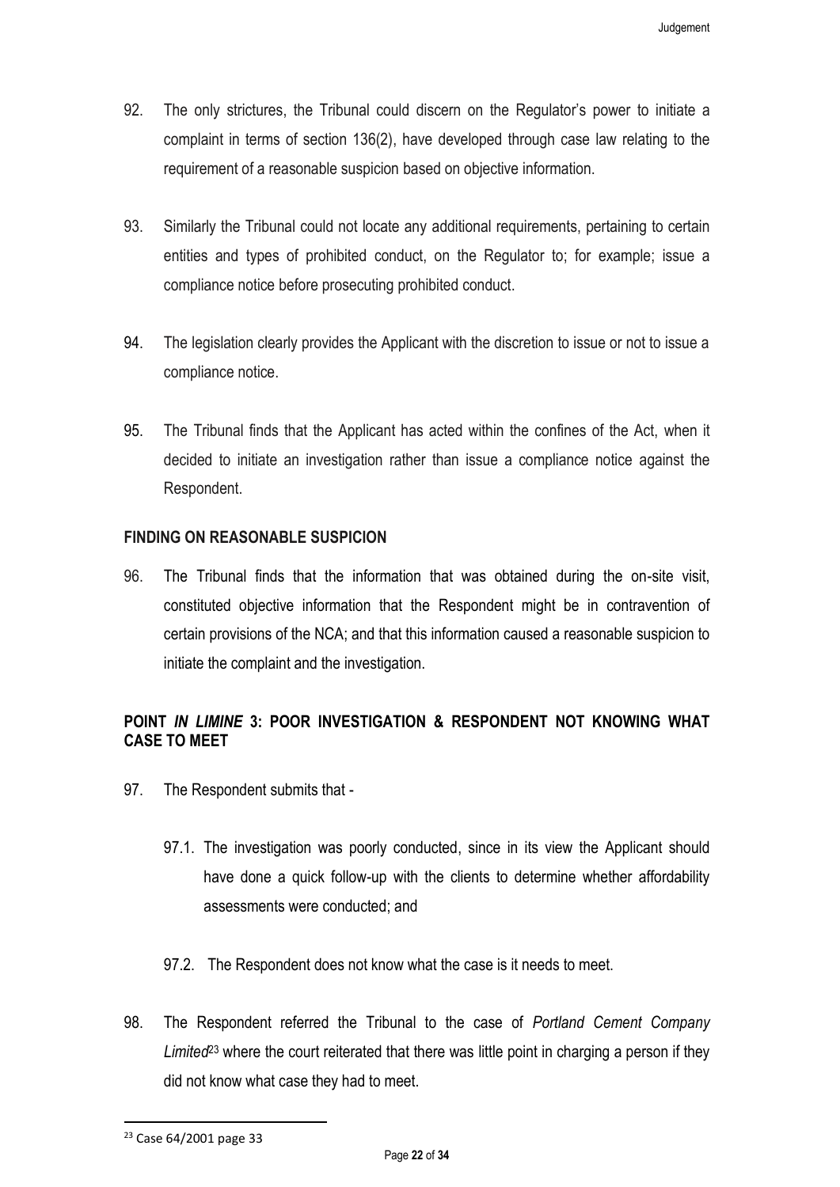92. The only strictures, the Tribunal could discern on the Regulator's power to initiate a complaint in terms of section 136(2), have developed through case law relating to the requirement of a reasonable suspicion based on objective information.

93. Similarly the Tribunal could not locate any additional requirements, pertaining to certain entities and types of prohibited conduct, on the Regulator to; for example; issue a compliance notice before prosecuting prohibited conduct.

94. The legislation clearly provides the Applicant with the discretion to issue or not to issue a compliance notice.

95. The Tribunal finds that the Applicant has acted within the confines of the Act, when it decided to initiate an investigation rather than issue a compliance notice against the Respondent.

**FINDING ON REASONABLE SUSPICION**

96. The Tribunal finds that the information that was obtained during the on-site visit, constituted objective information that the Respondent might be in contravention of certain provisions of the NCA; and that this information caused a reasonable suspicion to initiate the complaint and the investigation.

**POINT *IN LIMINE* 3: POOR INVESTIGATION & RESPONDENT NOT KNOWING WHAT CASE TO MEET**

97. The Respondent submits that -

    97.1. The investigation was poorly conducted, since in its view the Applicant should have done a quick follow-up with the clients to determine whether affordability assessments were conducted; and

    97.2. The Respondent does not know what the case is it needs to meet.

98. The Respondent referred the Tribunal to the case of *Portland Cement Company Limited*[23] where the court reiterated that there was little point in charging a person if they did not know what case they had to meet.

[23] Case 64/2001 page 33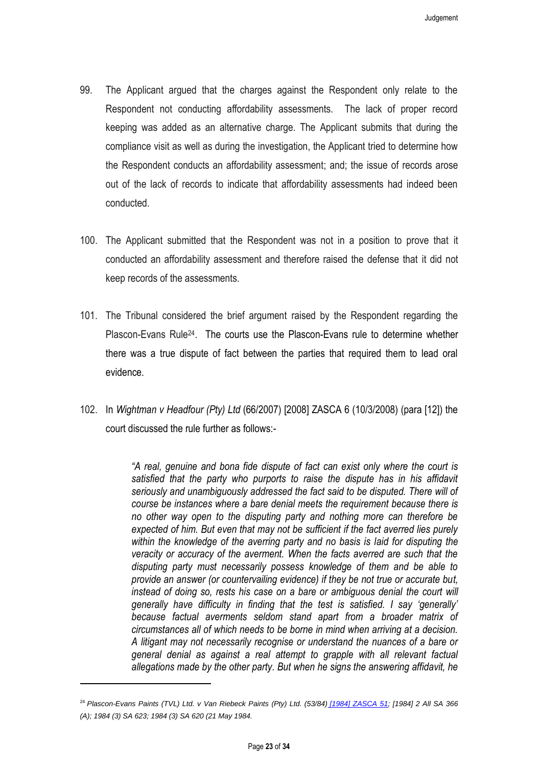99. The Applicant argued that the charges against the Respondent only relate to the Respondent not conducting affordability assessments. The lack of proper record keeping was added as an alternative charge. The Applicant submits that during the compliance visit as well as during the investigation, the Applicant tried to determine how the Respondent conducts an affordability assessment; and; the issue of records arose out of the lack of records to indicate that affordability assessments had indeed been conducted.

100. The Applicant submitted that the Respondent was not in a position to prove that it conducted an affordability assessment and therefore raised the defense that it did not keep records of the assessments.

101. The Tribunal considered the brief argument raised by the Respondent regarding the Plascon-Evans Rule[24]. The courts use the Plascon-Evans rule to determine whether there was a true dispute of fact between the parties that required them to lead oral evidence.

102. In *Wightman v Headfour (Pty) Ltd* (66/2007) [2008] ZASCA 6 (10/3/2008) (para [12]) the court discussed the rule further as follows:-

> *"A real, genuine and bona fide dispute of fact can exist only where the court is satisfied that the party who purports to raise the dispute has in his affidavit seriously and unambiguously addressed the fact said to be disputed. There will of course be instances where a bare denial meets the requirement because there is no other way open to the disputing party and nothing more can therefore be expected of him. But even that may not be sufficient if the fact averred lies purely within the knowledge of the averring party and no basis is laid for disputing the veracity or accuracy of the averment. When the facts averred are such that the disputing party must necessarily possess knowledge of them and be able to provide an answer (or countervailing evidence) if they be not true or accurate but, instead of doing so, rests his case on a bare or ambiguous denial the court will generally have difficulty in finding that the test is satisfied. I say 'generally' because factual averments seldom stand apart from a broader matrix of circumstances all of which needs to be borne in mind when arriving at a decision. A litigant may not necessarily recognise or understand the nuances of a bare or general denial as against a real attempt to grapple with all relevant factual allegations made by the other party. But when he signs the answering affidavit, he*

---

[24] *Plascon-Evans Paints (TVL) Ltd. v Van Riebeck Paints (Pty) Ltd. (53/84) [1984] ZASCA 51; [1984] 2 All SA 366 (A); 1984 (3) SA 623; 1984 (3) SA 620 (21 May 1984.*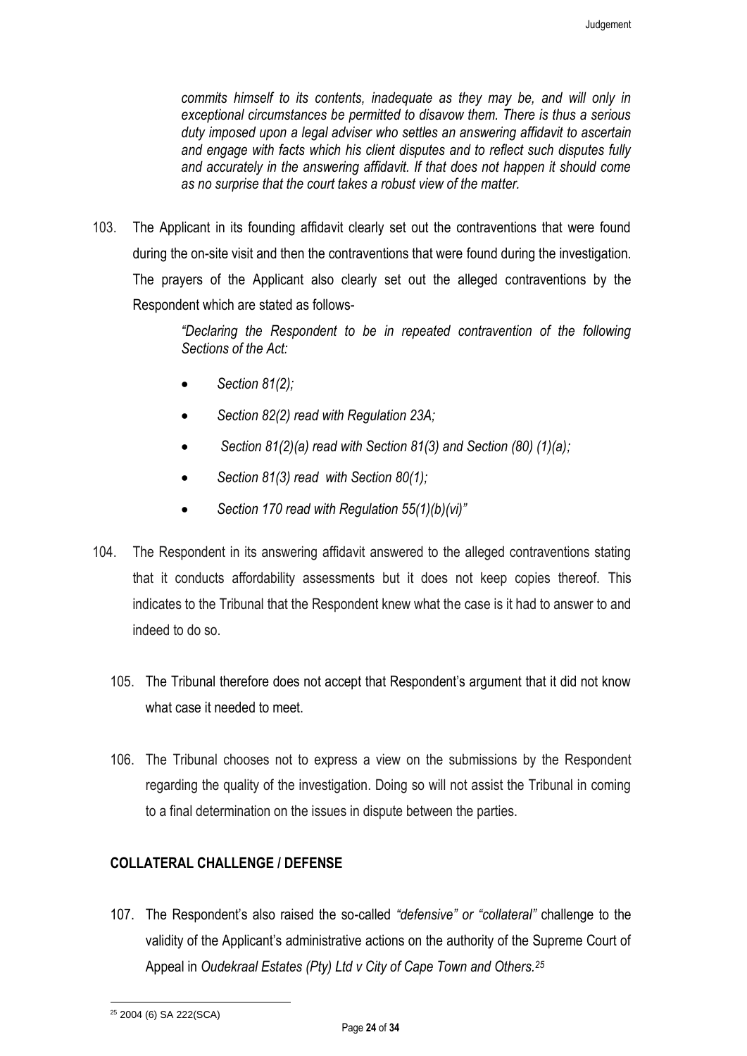> *commits himself to its contents, inadequate as they may be, and will only in exceptional circumstances be permitted to disavow them. There is thus a serious duty imposed upon a legal adviser who settles an answering affidavit to ascertain and engage with facts which his client disputes and to reflect such disputes fully and accurately in the answering affidavit. If that does not happen it should come as no surprise that the court takes a robust view of the matter.*

103. The Applicant in its founding affidavit clearly set out the contraventions that were found during the on-site visit and then the contraventions that were found during the investigation. The prayers of the Applicant also clearly set out the alleged contraventions by the Respondent which are stated as follows-

> *"Declaring the Respondent to be in repeated contravention of the following Sections of the Act:*
>
> - *Section 81(2);*
> - *Section 82(2) read with Regulation 23A;*
> - *Section 81(2)(a) read with Section 81(3) and Section (80) (1)(a);*
> - *Section 81(3) read with Section 80(1);*
> - *Section 170 read with Regulation 55(1)(b)(vi)"*

104. The Respondent in its answering affidavit answered to the alleged contraventions stating that it conducts affordability assessments but it does not keep copies thereof. This indicates to the Tribunal that the Respondent knew what the case is it had to answer to and indeed to do so.

105. The Tribunal therefore does not accept that Respondent's argument that it did not know what case it needed to meet.

106. The Tribunal chooses not to express a view on the submissions by the Respondent regarding the quality of the investigation. Doing so will not assist the Tribunal in coming to a final determination on the issues in dispute between the parties.

## COLLATERAL CHALLENGE / DEFENSE

107. The Respondent's also raised the so-called *"defensive" or "collateral"* challenge to the validity of the Applicant's administrative actions on the authority of the Supreme Court of Appeal in *Oudekraal Estates (Pty) Ltd v City of Cape Town and Others.*[25]

[25] 2004 (6) SA 222(SCA)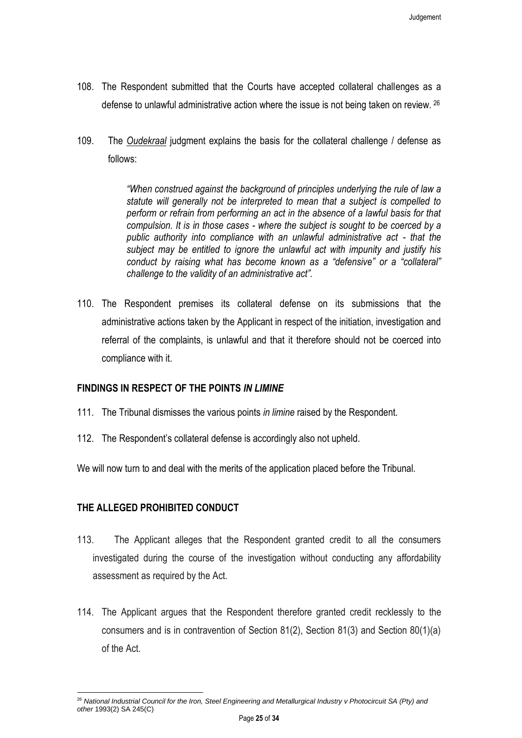108. The Respondent submitted that the Courts have accepted collateral challenges as a defense to unlawful administrative action where the issue is not being taken on review. [26]

109. The *Oudekraal* judgment explains the basis for the collateral challenge / defense as follows:

> *"When construed against the background of principles underlying the rule of law a statute will generally not be interpreted to mean that a subject is compelled to perform or refrain from performing an act in the absence of a lawful basis for that compulsion. It is in those cases - where the subject is sought to be coerced by a public authority into compliance with an unlawful administrative act - that the subject may be entitled to ignore the unlawful act with impunity and justify his conduct by raising what has become known as a "defensive" or a "collateral" challenge to the validity of an administrative act".*

110. The Respondent premises its collateral defense on its submissions that the administrative actions taken by the Applicant in respect of the initiation, investigation and referral of the complaints, is unlawful and that it therefore should not be coerced into compliance with it.

## FINDINGS IN RESPECT OF THE POINTS *IN LIMINE*

111. The Tribunal dismisses the various points *in limine* raised by the Respondent.

112. The Respondent's collateral defense is accordingly also not upheld.

We will now turn to and deal with the merits of the application placed before the Tribunal.

## THE ALLEGED PROHIBITED CONDUCT

113. The Applicant alleges that the Respondent granted credit to all the consumers investigated during the course of the investigation without conducting any affordability assessment as required by the Act.

114. The Applicant argues that the Respondent therefore granted credit recklessly to the consumers and is in contravention of Section 81(2), Section 81(3) and Section 80(1)(a) of the Act.

---

[26] *National Industrial Council for the Iron, Steel Engineering and Metallurgical Industry v Photocircuit SA (Pty) and other* 1993(2) SA 245(C)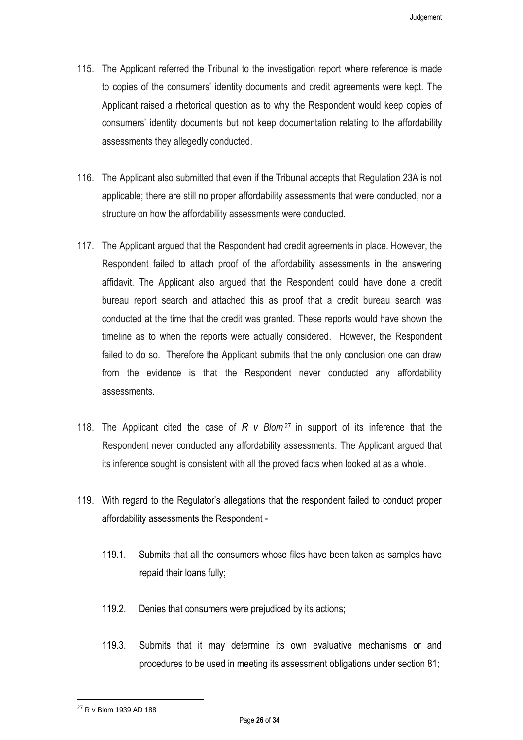115. The Applicant referred the Tribunal to the investigation report where reference is made to copies of the consumers' identity documents and credit agreements were kept. The Applicant raised a rhetorical question as to why the Respondent would keep copies of consumers' identity documents but not keep documentation relating to the affordability assessments they allegedly conducted.

116. The Applicant also submitted that even if the Tribunal accepts that Regulation 23A is not applicable; there are still no proper affordability assessments that were conducted, nor a structure on how the affordability assessments were conducted.

117. The Applicant argued that the Respondent had credit agreements in place. However, the Respondent failed to attach proof of the affordability assessments in the answering affidavit. The Applicant also argued that the Respondent could have done a credit bureau report search and attached this as proof that a credit bureau search was conducted at the time that the credit was granted. These reports would have shown the timeline as to when the reports were actually considered. However, the Respondent failed to do so. Therefore the Applicant submits that the only conclusion one can draw from the evidence is that the Respondent never conducted any affordability assessments.

118. The Applicant cited the case of *R v Blom*[27] in support of its inference that the Respondent never conducted any affordability assessments. The Applicant argued that its inference sought is consistent with all the proved facts when looked at as a whole.

119. With regard to the Regulator's allegations that the respondent failed to conduct proper affordability assessments the Respondent -

    119.1. Submits that all the consumers whose files have been taken as samples have repaid their loans fully;

    119.2. Denies that consumers were prejudiced by its actions;

    119.3. Submits that it may determine its own evaluative mechanisms or and procedures to be used in meeting its assessment obligations under section 81;

---

[27] R v Blom 1939 AD 188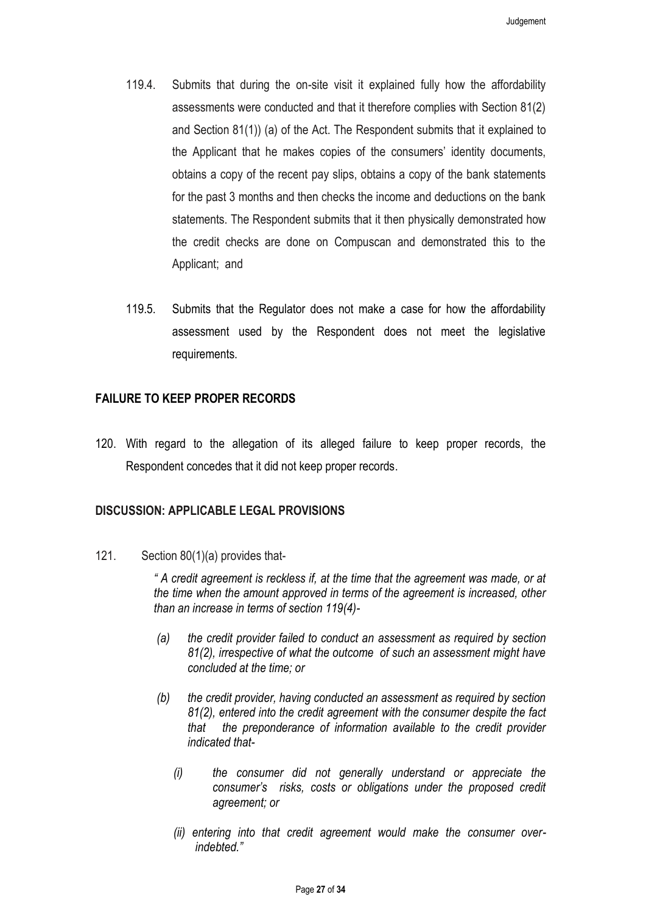119.4. Submits that during the on-site visit it explained fully how the affordability assessments were conducted and that it therefore complies with Section 81(2) and Section 81(1)) (a) of the Act. The Respondent submits that it explained to the Applicant that he makes copies of the consumers' identity documents, obtains a copy of the recent pay slips, obtains a copy of the bank statements for the past 3 months and then checks the income and deductions on the bank statements. The Respondent submits that it then physically demonstrated how the credit checks are done on Compuscan and demonstrated this to the Applicant; and

119.5. Submits that the Regulator does not make a case for how the affordability assessment used by the Respondent does not meet the legislative requirements.

**FAILURE TO KEEP PROPER RECORDS**

120. With regard to the allegation of its alleged failure to keep proper records, the Respondent concedes that it did not keep proper records.

**DISCUSSION: APPLICABLE LEGAL PROVISIONS**

121. Section 80(1)(a) provides that-

> *" A credit agreement is reckless if, at the time that the agreement was made, or at the time when the amount approved in terms of the agreement is increased, other than an increase in terms of section 119(4)-*
>
> *(a) the credit provider failed to conduct an assessment as required by section 81(2), irrespective of what the outcome of such an assessment might have concluded at the time; or*
>
> *(b) the credit provider, having conducted an assessment as required by section 81(2), entered into the credit agreement with the consumer despite the fact that the preponderance of information available to the credit provider indicated that-*
>
> *(i) the consumer did not generally understand or appreciate the consumer's risks, costs or obligations under the proposed credit agreement; or*
>
> *(ii) entering into that credit agreement would make the consumer over-indebted."*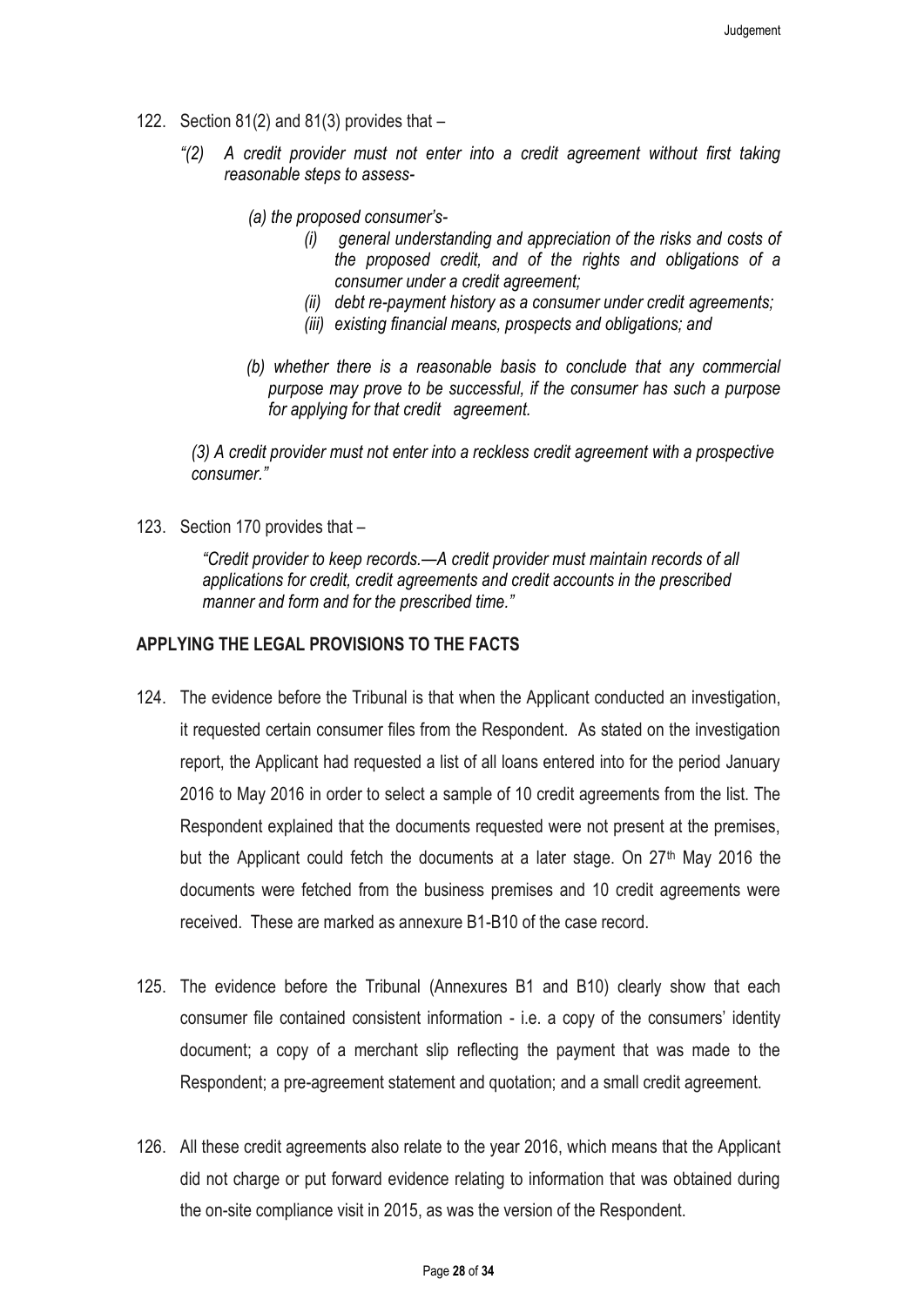122. Section 81(2) and 81(3) provides that –

> *"(2) A credit provider must not enter into a credit agreement without first taking reasonable steps to assess-*
>
> *(a) the proposed consumer's-*
>
> *(i) general understanding and appreciation of the risks and costs of the proposed credit, and of the rights and obligations of a consumer under a credit agreement;*
>
> *(ii) debt re-payment history as a consumer under credit agreements;*
>
> *(iii) existing financial means, prospects and obligations; and*
>
> *(b) whether there is a reasonable basis to conclude that any commercial purpose may prove to be successful, if the consumer has such a purpose for applying for that credit agreement.*
>
> *(3) A credit provider must not enter into a reckless credit agreement with a prospective consumer."*

123. Section 170 provides that –

> *"Credit provider to keep records.—A credit provider must maintain records of all applications for credit, credit agreements and credit accounts in the prescribed manner and form and for the prescribed time."*

## APPLYING THE LEGAL PROVISIONS TO THE FACTS

124. The evidence before the Tribunal is that when the Applicant conducted an investigation, it requested certain consumer files from the Respondent. As stated on the investigation report, the Applicant had requested a list of all loans entered into for the period January 2016 to May 2016 in order to select a sample of 10 credit agreements from the list. The Respondent explained that the documents requested were not present at the premises, but the Applicant could fetch the documents at a later stage. On 27th May 2016 the documents were fetched from the business premises and 10 credit agreements were received. These are marked as annexure B1-B10 of the case record.

125. The evidence before the Tribunal (Annexures B1 and B10) clearly show that each consumer file contained consistent information - i.e. a copy of the consumers' identity document; a copy of a merchant slip reflecting the payment that was made to the Respondent; a pre-agreement statement and quotation; and a small credit agreement.

126. All these credit agreements also relate to the year 2016, which means that the Applicant did not charge or put forward evidence relating to information that was obtained during the on-site compliance visit in 2015, as was the version of the Respondent.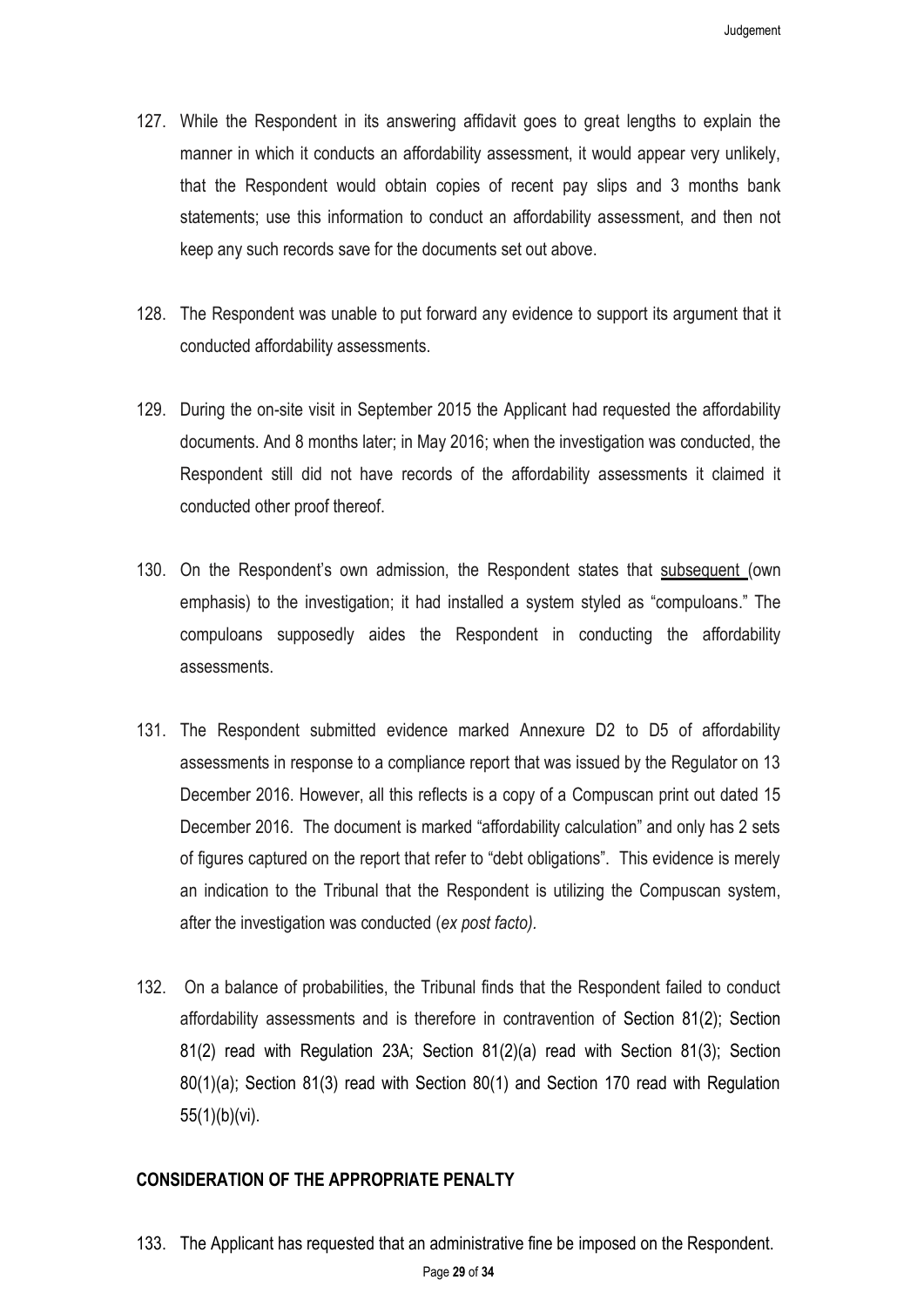127. While the Respondent in its answering affidavit goes to great lengths to explain the manner in which it conducts an affordability assessment, it would appear very unlikely, that the Respondent would obtain copies of recent pay slips and 3 months bank statements; use this information to conduct an affordability assessment, and then not keep any such records save for the documents set out above.

128. The Respondent was unable to put forward any evidence to support its argument that it conducted affordability assessments.

129. During the on-site visit in September 2015 the Applicant had requested the affordability documents. And 8 months later; in May 2016; when the investigation was conducted, the Respondent still did not have records of the affordability assessments it claimed it conducted other proof thereof.

130. On the Respondent's own admission, the Respondent states that <u>subsequent</u> (own emphasis) to the investigation; it had installed a system styled as "compuloans." The compuloans supposedly aides the Respondent in conducting the affordability assessments.

131. The Respondent submitted evidence marked Annexure D2 to D5 of affordability assessments in response to a compliance report that was issued by the Regulator on 13 December 2016. However, all this reflects is a copy of a Compuscan print out dated 15 December 2016. The document is marked "affordability calculation" and only has 2 sets of figures captured on the report that refer to "debt obligations". This evidence is merely an indication to the Tribunal that the Respondent is utilizing the Compuscan system, after the investigation was conducted (*ex post facto).*

132. On a balance of probabilities, the Tribunal finds that the Respondent failed to conduct affordability assessments and is therefore in contravention of Section 81(2); Section 81(2) read with Regulation 23A; Section 81(2)(a) read with Section 81(3); Section 80(1)(a); Section 81(3) read with Section 80(1) and Section 170 read with Regulation 55(1)(b)(vi).

## CONSIDERATION OF THE APPROPRIATE PENALTY

133. The Applicant has requested that an administrative fine be imposed on the Respondent.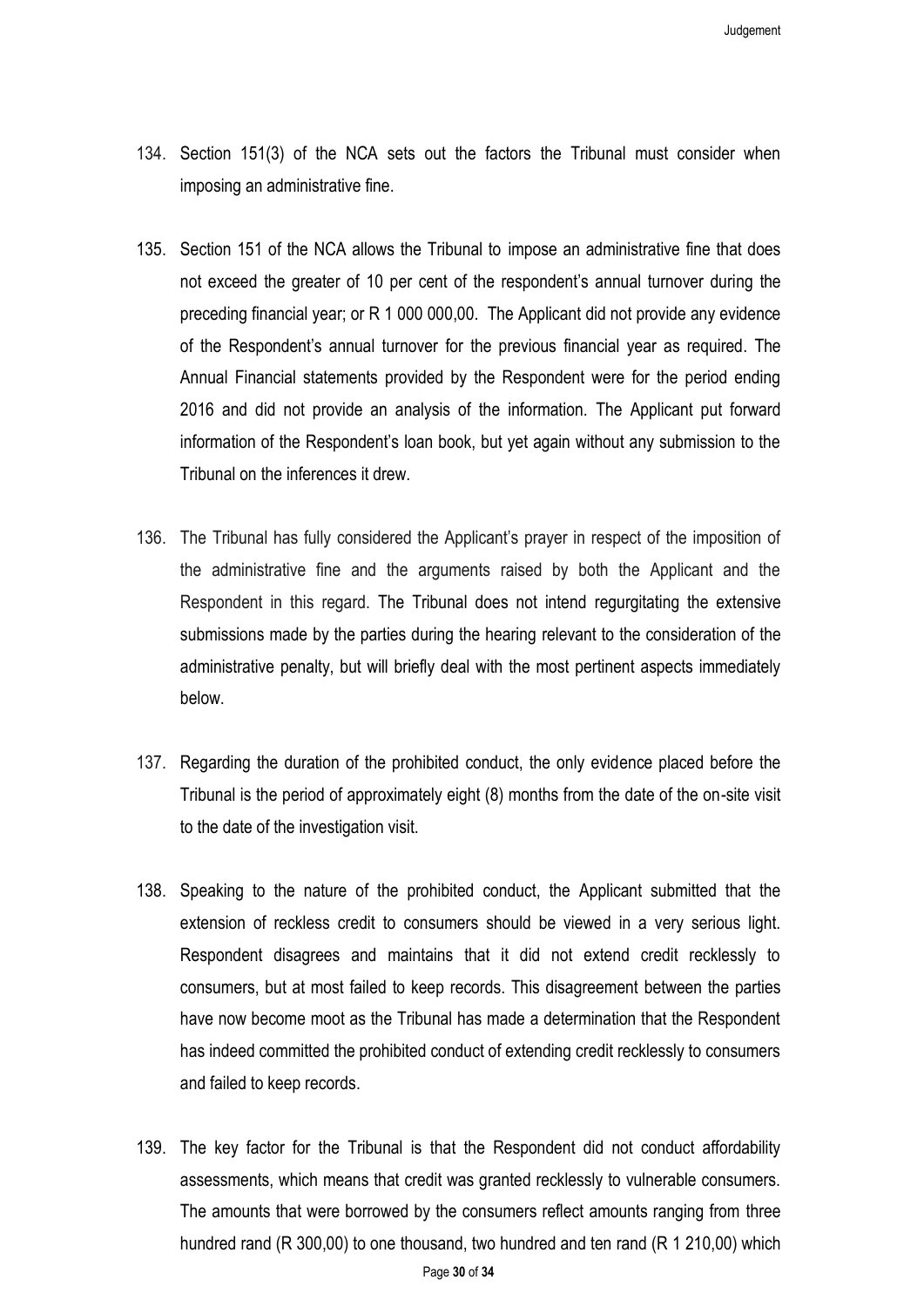134. Section 151(3) of the NCA sets out the factors the Tribunal must consider when imposing an administrative fine.

135. Section 151 of the NCA allows the Tribunal to impose an administrative fine that does not exceed the greater of 10 per cent of the respondent's annual turnover during the preceding financial year; or R 1 000 000,00. The Applicant did not provide any evidence of the Respondent's annual turnover for the previous financial year as required. The Annual Financial statements provided by the Respondent were for the period ending 2016 and did not provide an analysis of the information. The Applicant put forward information of the Respondent's loan book, but yet again without any submission to the Tribunal on the inferences it drew.

136. The Tribunal has fully considered the Applicant's prayer in respect of the imposition of the administrative fine and the arguments raised by both the Applicant and the Respondent in this regard. The Tribunal does not intend regurgitating the extensive submissions made by the parties during the hearing relevant to the consideration of the administrative penalty, but will briefly deal with the most pertinent aspects immediately below.

137. Regarding the duration of the prohibited conduct, the only evidence placed before the Tribunal is the period of approximately eight (8) months from the date of the on-site visit to the date of the investigation visit.

138. Speaking to the nature of the prohibited conduct, the Applicant submitted that the extension of reckless credit to consumers should be viewed in a very serious light. Respondent disagrees and maintains that it did not extend credit recklessly to consumers, but at most failed to keep records. This disagreement between the parties have now become moot as the Tribunal has made a determination that the Respondent has indeed committed the prohibited conduct of extending credit recklessly to consumers and failed to keep records.

139. The key factor for the Tribunal is that the Respondent did not conduct affordability assessments, which means that credit was granted recklessly to vulnerable consumers. The amounts that were borrowed by the consumers reflect amounts ranging from three hundred rand (R 300,00) to one thousand, two hundred and ten rand (R 1 210,00) which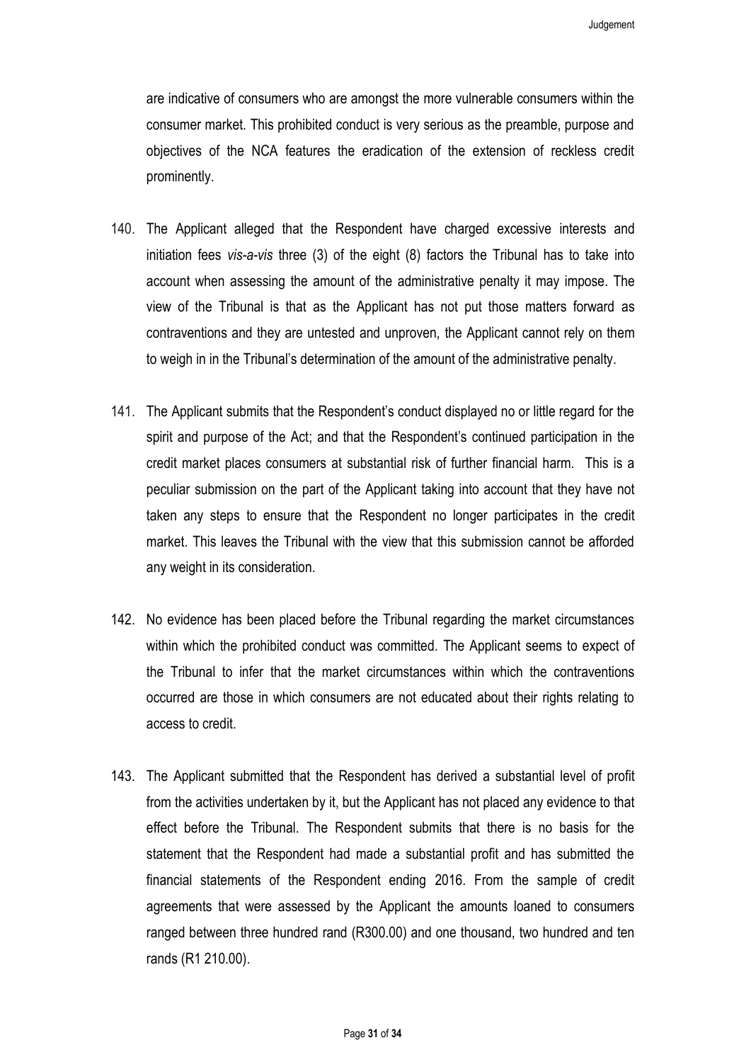are indicative of consumers who are amongst the more vulnerable consumers within the consumer market. This prohibited conduct is very serious as the preamble, purpose and objectives of the NCA features the eradication of the extension of reckless credit prominently.

140. The Applicant alleged that the Respondent have charged excessive interests and initiation fees *vis-a-vis* three (3) of the eight (8) factors the Tribunal has to take into account when assessing the amount of the administrative penalty it may impose. The view of the Tribunal is that as the Applicant has not put those matters forward as contraventions and they are untested and unproven, the Applicant cannot rely on them to weigh in in the Tribunal's determination of the amount of the administrative penalty.

141. The Applicant submits that the Respondent's conduct displayed no or little regard for the spirit and purpose of the Act; and that the Respondent's continued participation in the credit market places consumers at substantial risk of further financial harm. This is a peculiar submission on the part of the Applicant taking into account that they have not taken any steps to ensure that the Respondent no longer participates in the credit market. This leaves the Tribunal with the view that this submission cannot be afforded any weight in its consideration.

142. No evidence has been placed before the Tribunal regarding the market circumstances within which the prohibited conduct was committed. The Applicant seems to expect of the Tribunal to infer that the market circumstances within which the contraventions occurred are those in which consumers are not educated about their rights relating to access to credit.

143. The Applicant submitted that the Respondent has derived a substantial level of profit from the activities undertaken by it, but the Applicant has not placed any evidence to that effect before the Tribunal. The Respondent submits that there is no basis for the statement that the Respondent had made a substantial profit and has submitted the financial statements of the Respondent ending 2016. From the sample of credit agreements that were assessed by the Applicant the amounts loaned to consumers ranged between three hundred rand (R300.00) and one thousand, two hundred and ten rands (R1 210.00).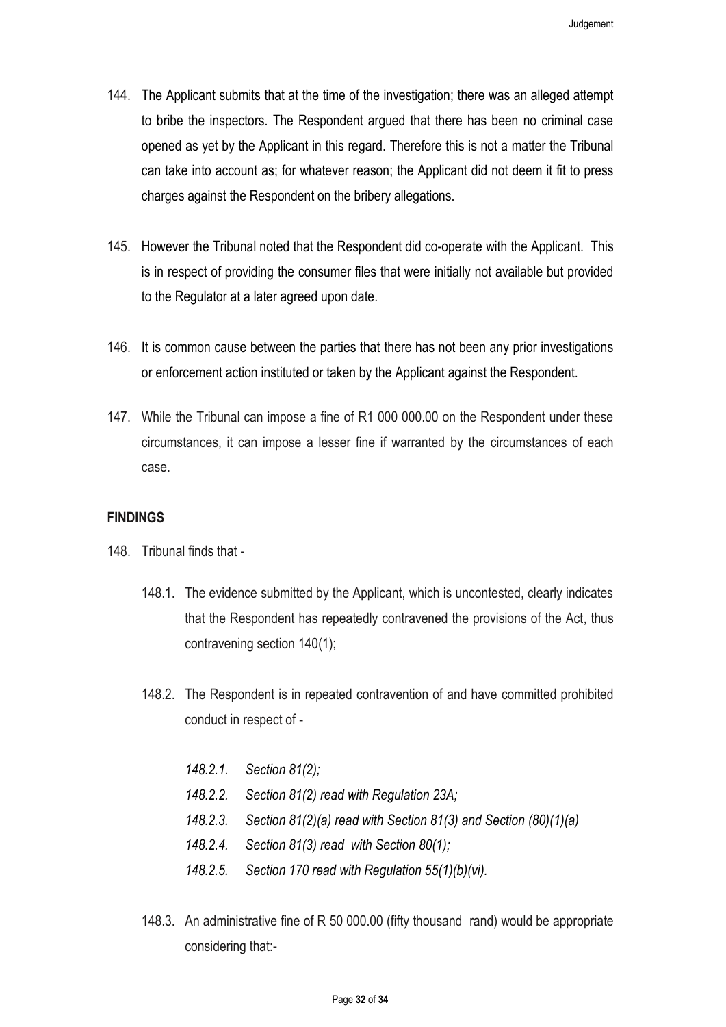144. The Applicant submits that at the time of the investigation; there was an alleged attempt to bribe the inspectors. The Respondent argued that there has been no criminal case opened as yet by the Applicant in this regard. Therefore this is not a matter the Tribunal can take into account as; for whatever reason; the Applicant did not deem it fit to press charges against the Respondent on the bribery allegations.

145. However the Tribunal noted that the Respondent did co-operate with the Applicant. This is in respect of providing the consumer files that were initially not available but provided to the Regulator at a later agreed upon date.

146. It is common cause between the parties that there has not been any prior investigations or enforcement action instituted or taken by the Applicant against the Respondent.

147. While the Tribunal can impose a fine of R1 000 000.00 on the Respondent under these circumstances, it can impose a lesser fine if warranted by the circumstances of each case.

**FINDINGS**

148. Tribunal finds that -

148.1. The evidence submitted by the Applicant, which is uncontested, clearly indicates that the Respondent has repeatedly contravened the provisions of the Act, thus contravening section 140(1);

148.2. The Respondent is in repeated contravention of and have committed prohibited conduct in respect of -

*148.2.1. Section 81(2);*

*148.2.2. Section 81(2) read with Regulation 23A;*

*148.2.3. Section 81(2)(a) read with Section 81(3) and Section (80)(1)(a)*

*148.2.4. Section 81(3) read with Section 80(1);*

*148.2.5. Section 170 read with Regulation 55(1)(b)(vi).*

148.3. An administrative fine of R 50 000.00 (fifty thousand rand) would be appropriate considering that:-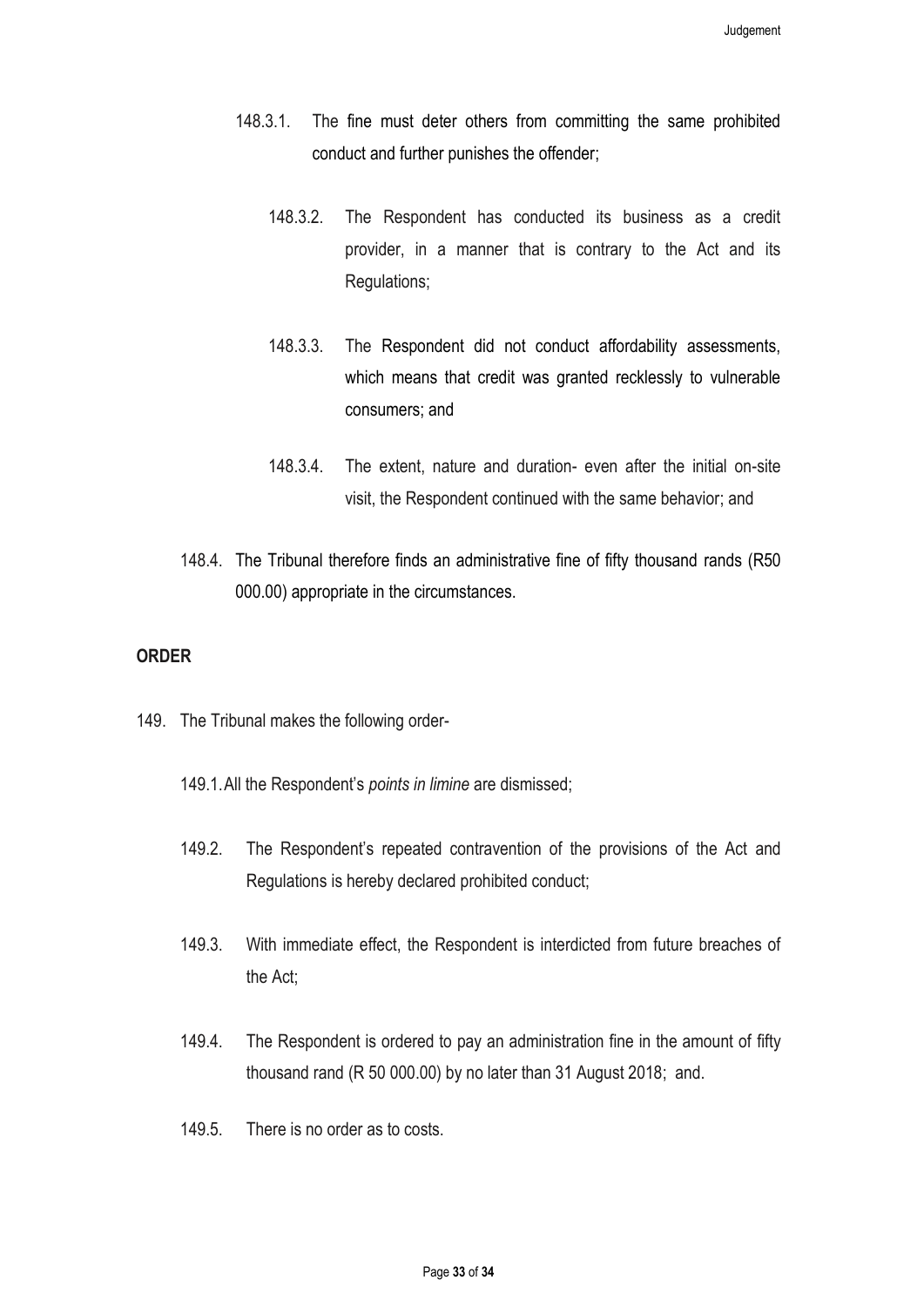148.3.1. The fine must deter others from committing the same prohibited conduct and further punishes the offender;

148.3.2. The Respondent has conducted its business as a credit provider, in a manner that is contrary to the Act and its Regulations;

148.3.3. The Respondent did not conduct affordability assessments, which means that credit was granted recklessly to vulnerable consumers; and

148.3.4. The extent, nature and duration- even after the initial on-site visit, the Respondent continued with the same behavior; and

148.4. The Tribunal therefore finds an administrative fine of fifty thousand rands (R50 000.00) appropriate in the circumstances.

## ORDER

149. The Tribunal makes the following order-

149.1. All the Respondent's *points in limine* are dismissed;

149.2. The Respondent's repeated contravention of the provisions of the Act and Regulations is hereby declared prohibited conduct;

149.3. With immediate effect, the Respondent is interdicted from future breaches of the Act;

149.4. The Respondent is ordered to pay an administration fine in the amount of fifty thousand rand (R 50 000.00) by no later than 31 August 2018; and.

149.5. There is no order as to costs.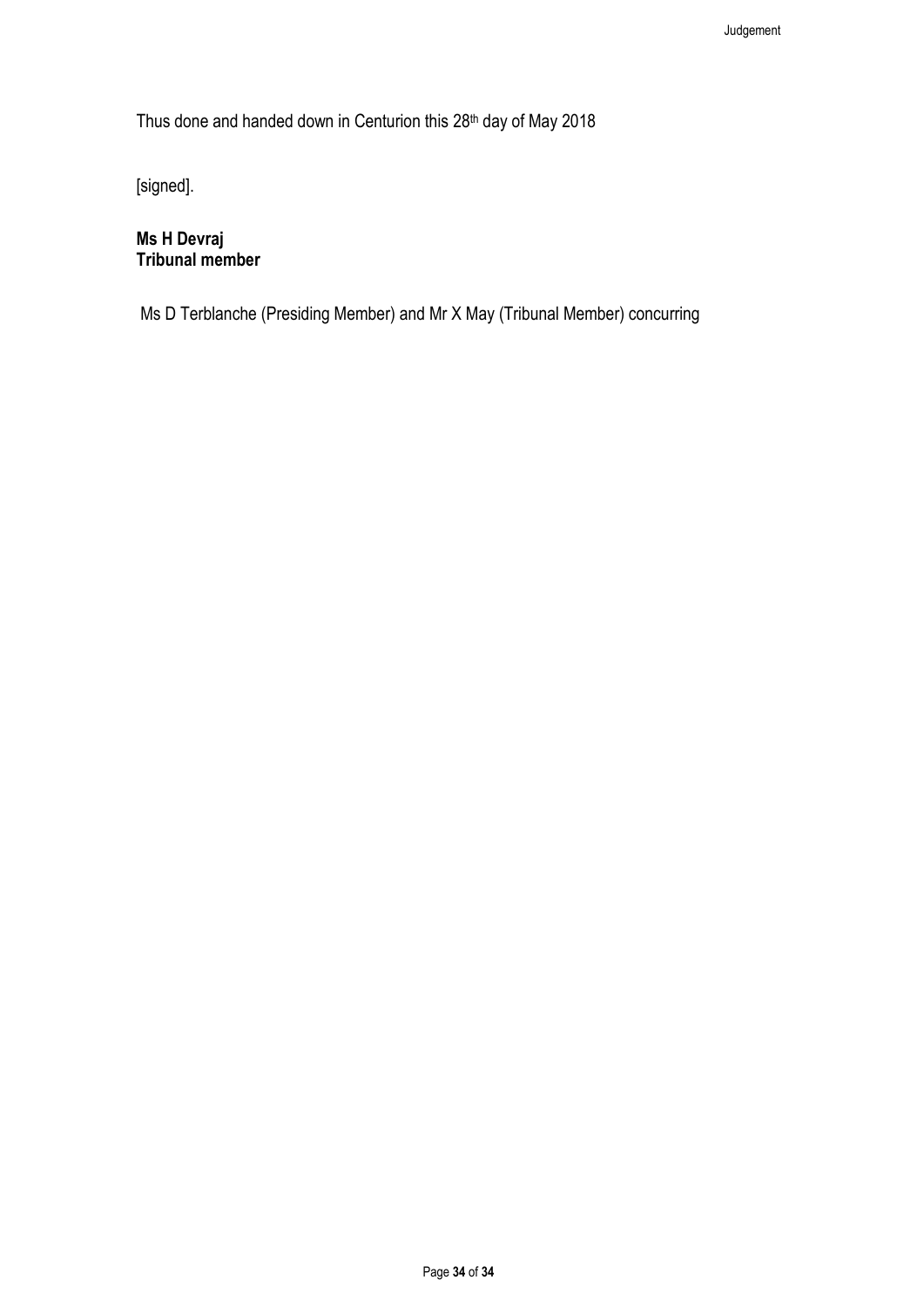Thus done and handed down in Centurion this 28th day of May 2018

[signed].

**Ms H Devraj**
**Tribunal member**

Ms D Terblanche (Presiding Member) and Mr X May (Tribunal Member) concurring